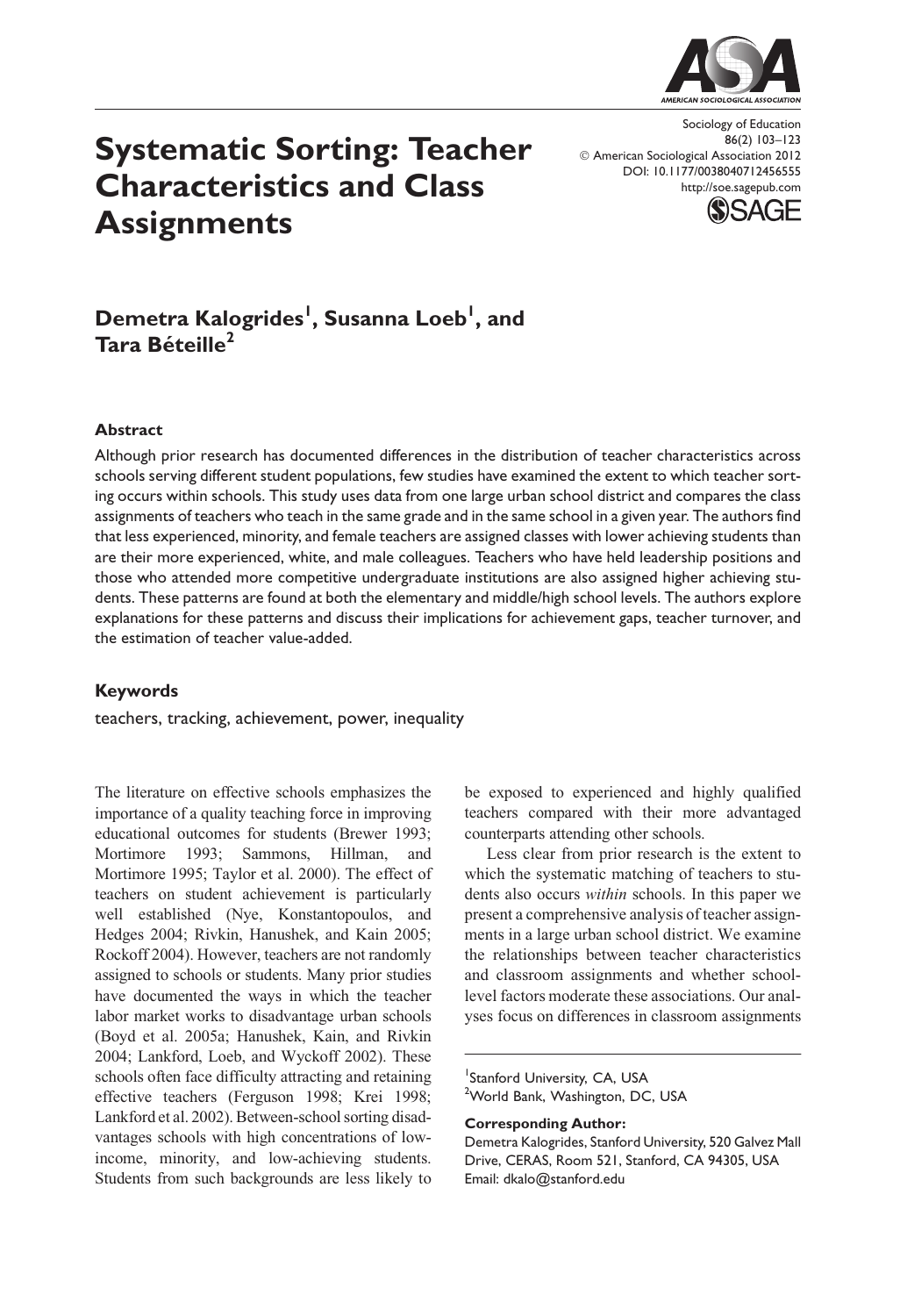# Systematic Sorting: Teacher Characteristics and Class Assignments

Sociology of Education
86(2) 103–123
© American Sociological Association 2012
DOI: 10.1177/0038040712456555
http://soe.sagepub.com

**Demetra Kalogrides[1], Susanna Loeb[1], and Tara Béteille[2]**

### Abstract

Although prior research has documented differences in the distribution of teacher characteristics across schools serving different student populations, few studies have examined the extent to which teacher sorting occurs within schools. This study uses data from one large urban school district and compares the class assignments of teachers who teach in the same grade and in the same school in a given year. The authors find that less experienced, minority, and female teachers are assigned classes with lower achieving students than are their more experienced, white, and male colleagues. Teachers who have held leadership positions and those who attended more competitive undergraduate institutions are also assigned higher achieving students. These patterns are found at both the elementary and middle/high school levels. The authors explore explanations for these patterns and discuss their implications for achievement gaps, teacher turnover, and the estimation of teacher value-added.

### Keywords

teachers, tracking, achievement, power, inequality

The literature on effective schools emphasizes the importance of a quality teaching force in improving educational outcomes for students (Brewer 1993; Mortimore 1993; Sammons, Hillman, and Mortimore 1995; Taylor et al. 2000). The effect of teachers on student achievement is particularly well established (Nye, Konstantopoulos, and Hedges 2004; Rivkin, Hanushek, and Kain 2005; Rockoff 2004). However, teachers are not randomly assigned to schools or students. Many prior studies have documented the ways in which the teacher labor market works to disadvantage urban schools (Boyd et al. 2005a; Hanushek, Kain, and Rivkin 2004; Lankford, Loeb, and Wyckoff 2002). These schools often face difficulty attracting and retaining effective teachers (Ferguson 1998; Krei 1998; Lankford et al. 2002). Between-school sorting disadvantages schools with high concentrations of low-income, minority, and low-achieving students. Students from such backgrounds are less likely to be exposed to experienced and highly qualified teachers compared with their more advantaged counterparts attending other schools.

Less clear from prior research is the extent to which the systematic matching of teachers to students also occurs *within* schools. In this paper we present a comprehensive analysis of teacher assignments in a large urban school district. We examine the relationships between teacher characteristics and classroom assignments and whether school-level factors moderate these associations. Our analyses focus on differences in classroom assignments

[1]Stanford University, CA, USA
[2]World Bank, Washington, DC, USA

**Corresponding Author:**
Demetra Kalogrides, Stanford University, 520 Galvez Mall Drive, CERAS, Room 521, Stanford, CA 94305, USA
Email: dkalo@stanford.edu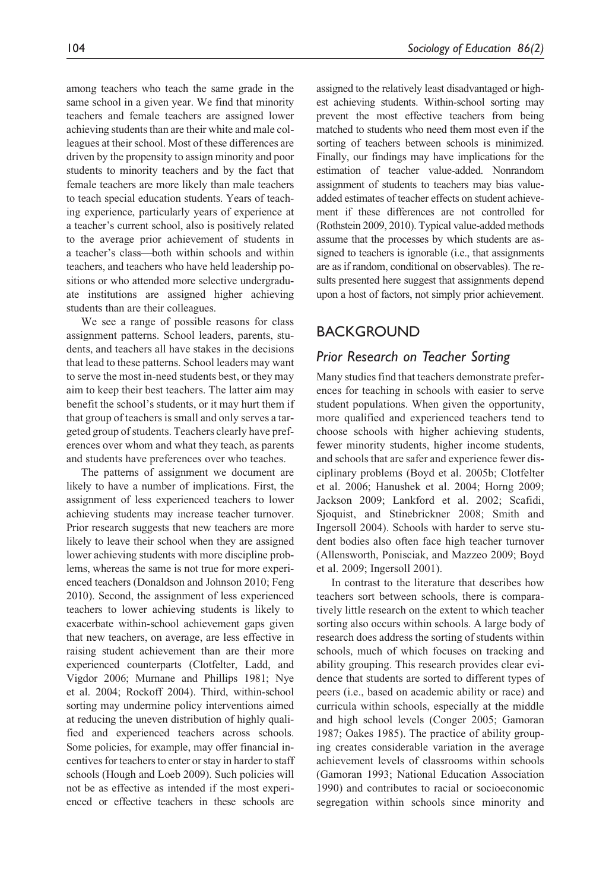among teachers who teach the same grade in the same school in a given year. We find that minority teachers and female teachers are assigned lower achieving students than are their white and male colleagues at their school. Most of these differences are driven by the propensity to assign minority and poor students to minority teachers and by the fact that female teachers are more likely than male teachers to teach special education students. Years of teaching experience, particularly years of experience at a teacher's current school, also is positively related to the average prior achievement of students in a teacher's class—both within schools and within teachers, and teachers who have held leadership positions or who attended more selective undergraduate institutions are assigned higher achieving students than are their colleagues.

We see a range of possible reasons for class assignment patterns. School leaders, parents, students, and teachers all have stakes in the decisions that lead to these patterns. School leaders may want to serve the most in-need students best, or they may aim to keep their best teachers. The latter aim may benefit the school's students, or it may hurt them if that group of teachers is small and only serves a targeted group of students. Teachers clearly have preferences over whom and what they teach, as parents and students have preferences over who teaches.

The patterns of assignment we document are likely to have a number of implications. First, the assignment of less experienced teachers to lower achieving students may increase teacher turnover. Prior research suggests that new teachers are more likely to leave their school when they are assigned lower achieving students with more discipline problems, whereas the same is not true for more experienced teachers (Donaldson and Johnson 2010; Feng 2010). Second, the assignment of less experienced teachers to lower achieving students is likely to exacerbate within-school achievement gaps given that new teachers, on average, are less effective in raising student achievement than are their more experienced counterparts (Clotfelter, Ladd, and Vigdor 2006; Murnane and Phillips 1981; Nye et al. 2004; Rockoff 2004). Third, within-school sorting may undermine policy interventions aimed at reducing the uneven distribution of highly qualified and experienced teachers across schools. Some policies, for example, may offer financial incentives for teachers to enter or stay in harder to staff schools (Hough and Loeb 2009). Such policies will not be as effective as intended if the most experienced or effective teachers in these schools are assigned to the relatively least disadvantaged or highest achieving students. Within-school sorting may prevent the most effective teachers from being matched to students who need them most even if the sorting of teachers between schools is minimized. Finally, our findings may have implications for the estimation of teacher value-added. Nonrandom assignment of students to teachers may bias value-added estimates of teacher effects on student achievement if these differences are not controlled for (Rothstein 2009, 2010). Typical value-added methods assume that the processes by which students are assigned to teachers is ignorable (i.e., that assignments are as if random, conditional on observables). The results presented here suggest that assignments depend upon a host of factors, not simply prior achievement.

## BACKGROUND

### *Prior Research on Teacher Sorting*

Many studies find that teachers demonstrate preferences for teaching in schools with easier to serve student populations. When given the opportunity, more qualified and experienced teachers tend to choose schools with higher achieving students, fewer minority students, higher income students, and schools that are safer and experience fewer disciplinary problems (Boyd et al. 2005b; Clotfelter et al. 2006; Hanushek et al. 2004; Horng 2009; Jackson 2009; Lankford et al. 2002; Scafidi, Sjoquist, and Stinebrickner 2008; Smith and Ingersoll 2004). Schools with harder to serve student bodies also often face high teacher turnover (Allensworth, Ponisciak, and Mazzeo 2009; Boyd et al. 2009; Ingersoll 2001).

In contrast to the literature that describes how teachers sort between schools, there is comparatively little research on the extent to which teacher sorting also occurs within schools. A large body of research does address the sorting of students within schools, much of which focuses on tracking and ability grouping. This research provides clear evidence that students are sorted to different types of peers (i.e., based on academic ability or race) and curricula within schools, especially at the middle and high school levels (Conger 2005; Gamoran 1987; Oakes 1985). The practice of ability grouping creates considerable variation in the average achievement levels of classrooms within schools (Gamoran 1993; National Education Association 1990) and contributes to racial or socioeconomic segregation within schools since minority and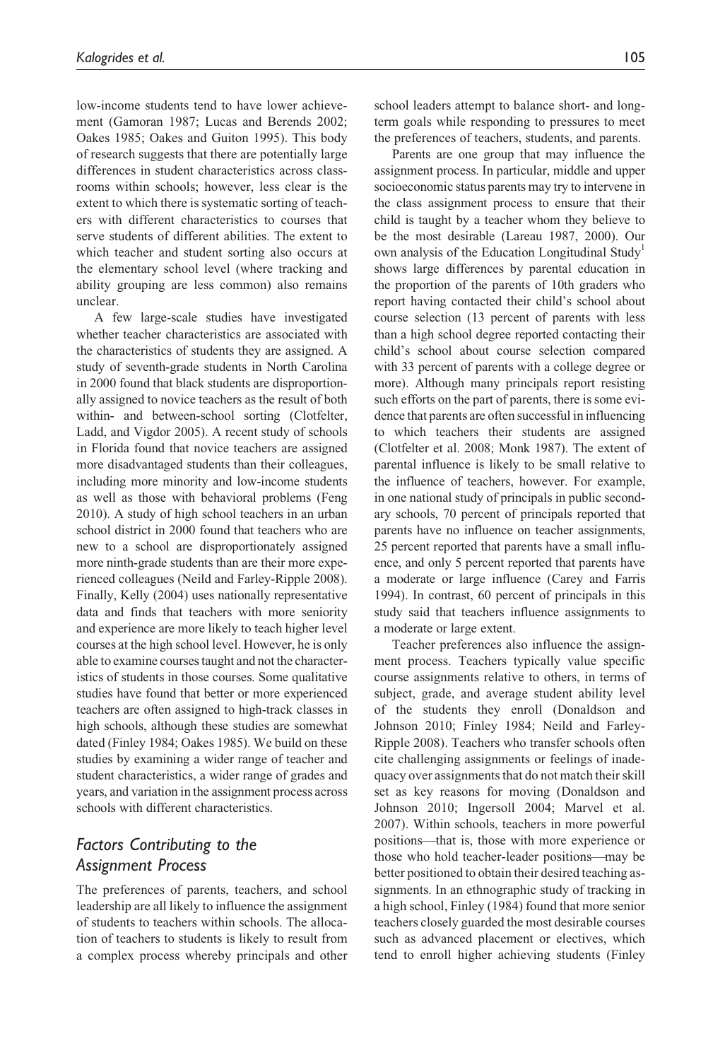low-income students tend to have lower achievement (Gamoran 1987; Lucas and Berends 2002; Oakes 1985; Oakes and Guiton 1995). This body of research suggests that there are potentially large differences in student characteristics across classrooms within schools; however, less clear is the extent to which there is systematic sorting of teachers with different characteristics to courses that serve students of different abilities. The extent to which teacher and student sorting also occurs at the elementary school level (where tracking and ability grouping are less common) also remains unclear.

A few large-scale studies have investigated whether teacher characteristics are associated with the characteristics of students they are assigned. A study of seventh-grade students in North Carolina in 2000 found that black students are disproportionally assigned to novice teachers as the result of both within- and between-school sorting (Clotfelter, Ladd, and Vigdor 2005). A recent study of schools in Florida found that novice teachers are assigned more disadvantaged students than their colleagues, including more minority and low-income students as well as those with behavioral problems (Feng 2010). A study of high school teachers in an urban school district in 2000 found that teachers who are new to a school are disproportionately assigned more ninth-grade students than are their more experienced colleagues (Neild and Farley-Ripple 2008). Finally, Kelly (2004) uses nationally representative data and finds that teachers with more seniority and experience are more likely to teach higher level courses at the high school level. However, he is only able to examine courses taught and not the characteristics of students in those courses. Some qualitative studies have found that better or more experienced teachers are often assigned to high-track classes in high schools, although these studies are somewhat dated (Finley 1984; Oakes 1985). We build on these studies by examining a wider range of teacher and student characteristics, a wider range of grades and years, and variation in the assignment process across schools with different characteristics.

## Factors Contributing to the Assignment Process

The preferences of parents, teachers, and school leadership are all likely to influence the assignment of students to teachers within schools. The allocation of teachers to students is likely to result from a complex process whereby principals and other school leaders attempt to balance short- and long-term goals while responding to pressures to meet the preferences of teachers, students, and parents.

Parents are one group that may influence the assignment process. In particular, middle and upper socioeconomic status parents may try to intervene in the class assignment process to ensure that their child is taught by a teacher whom they believe to be the most desirable (Lareau 1987, 2000). Our own analysis of the Education Longitudinal Study[1] shows large differences by parental education in the proportion of the parents of 10th graders who report having contacted their child's school about course selection (13 percent of parents with less than a high school degree reported contacting their child's school about course selection compared with 33 percent of parents with a college degree or more). Although many principals report resisting such efforts on the part of parents, there is some evidence that parents are often successful in influencing to which teachers their students are assigned (Clotfelter et al. 2008; Monk 1987). The extent of parental influence is likely to be small relative to the influence of teachers, however. For example, in one national study of principals in public secondary schools, 70 percent of principals reported that parents have no influence on teacher assignments, 25 percent reported that parents have a small influence, and only 5 percent reported that parents have a moderate or large influence (Carey and Farris 1994). In contrast, 60 percent of principals in this study said that teachers influence assignments to a moderate or large extent.

Teacher preferences also influence the assignment process. Teachers typically value specific course assignments relative to others, in terms of subject, grade, and average student ability level of the students they enroll (Donaldson and Johnson 2010; Finley 1984; Neild and Farley-Ripple 2008). Teachers who transfer schools often cite challenging assignments or feelings of inadequacy over assignments that do not match their skill set as key reasons for moving (Donaldson and Johnson 2010; Ingersoll 2004; Marvel et al. 2007). Within schools, teachers in more powerful positions—that is, those with more experience or those who hold teacher-leader positions—may be better positioned to obtain their desired teaching assignments. In an ethnographic study of tracking in a high school, Finley (1984) found that more senior teachers closely guarded the most desirable courses such as advanced placement or electives, which tend to enroll higher achieving students (Finley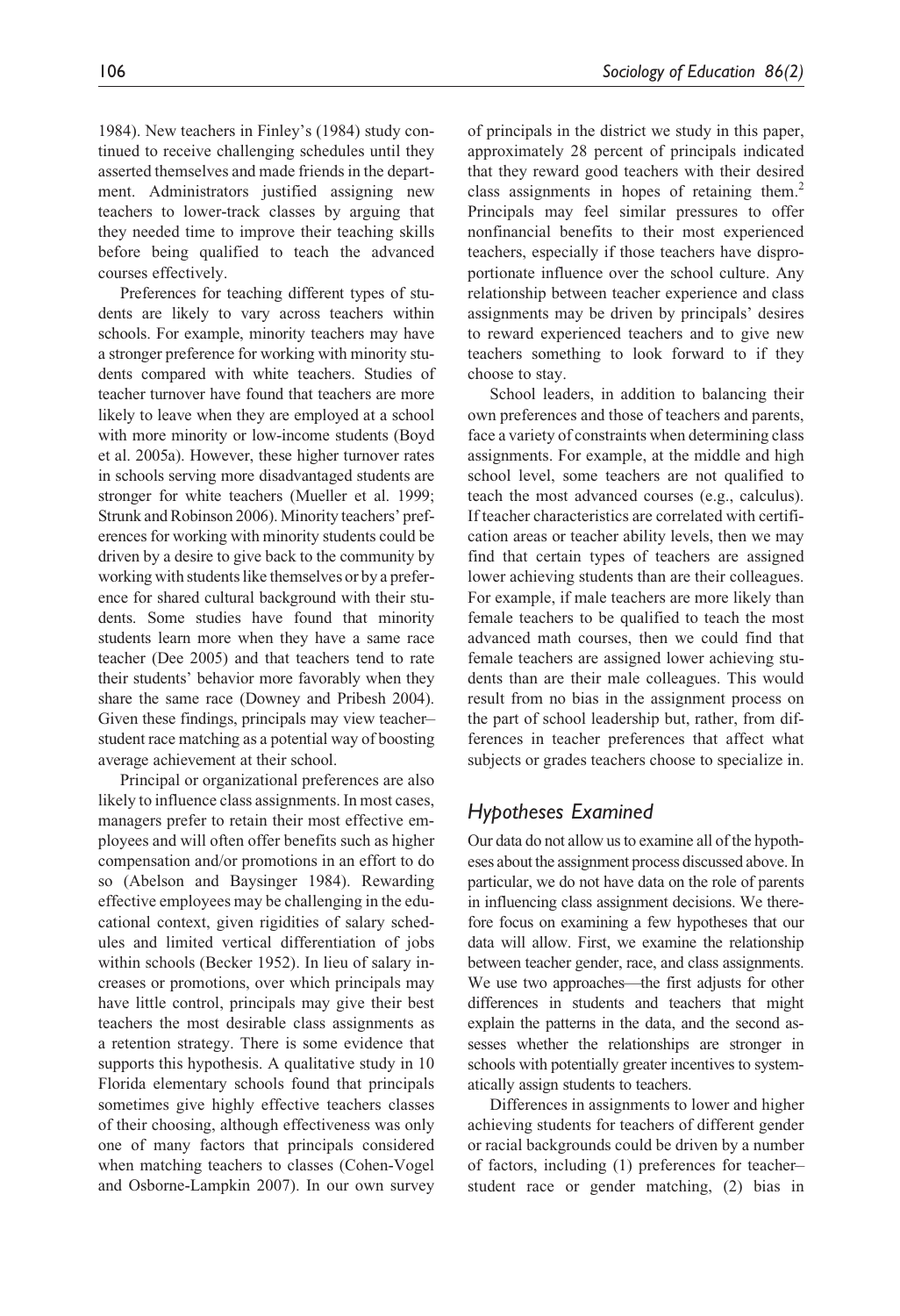1984). New teachers in Finley's (1984) study continued to receive challenging schedules until they asserted themselves and made friends in the department. Administrators justified assigning new teachers to lower-track classes by arguing that they needed time to improve their teaching skills before being qualified to teach the advanced courses effectively.

Preferences for teaching different types of students are likely to vary across teachers within schools. For example, minority teachers may have a stronger preference for working with minority students compared with white teachers. Studies of teacher turnover have found that teachers are more likely to leave when they are employed at a school with more minority or low-income students (Boyd et al. 2005a). However, these higher turnover rates in schools serving more disadvantaged students are stronger for white teachers (Mueller et al. 1999; Strunk and Robinson 2006). Minority teachers' preferences for working with minority students could be driven by a desire to give back to the community by working with students like themselves or by a preference for shared cultural background with their students. Some studies have found that minority students learn more when they have a same race teacher (Dee 2005) and that teachers tend to rate their students' behavior more favorably when they share the same race (Downey and Pribesh 2004). Given these findings, principals may view teacher–student race matching as a potential way of boosting average achievement at their school.

Principal or organizational preferences are also likely to influence class assignments. In most cases, managers prefer to retain their most effective employees and will often offer benefits such as higher compensation and/or promotions in an effort to do so (Abelson and Baysinger 1984). Rewarding effective employees may be challenging in the educational context, given rigidities of salary schedules and limited vertical differentiation of jobs within schools (Becker 1952). In lieu of salary increases or promotions, over which principals may have little control, principals may give their best teachers the most desirable class assignments as a retention strategy. There is some evidence that supports this hypothesis. A qualitative study in 10 Florida elementary schools found that principals sometimes give highly effective teachers classes of their choosing, although effectiveness was only one of many factors that principals considered when matching teachers to classes (Cohen-Vogel and Osborne-Lampkin 2007). In our own survey of principals in the district we study in this paper, approximately 28 percent of principals indicated that they reward good teachers with their desired class assignments in hopes of retaining them.[2] Principals may feel similar pressures to offer nonfinancial benefits to their most experienced teachers, especially if those teachers have disproportionate influence over the school culture. Any relationship between teacher experience and class assignments may be driven by principals' desires to reward experienced teachers and to give new teachers something to look forward to if they choose to stay.

School leaders, in addition to balancing their own preferences and those of teachers and parents, face a variety of constraints when determining class assignments. For example, at the middle and high school level, some teachers are not qualified to teach the most advanced courses (e.g., calculus). If teacher characteristics are correlated with certification areas or teacher ability levels, then we may find that certain types of teachers are assigned lower achieving students than are their colleagues. For example, if male teachers are more likely than female teachers to be qualified to teach the most advanced math courses, then we could find that female teachers are assigned lower achieving students than are their male colleagues. This would result from no bias in the assignment process on the part of school leadership but, rather, from differences in teacher preferences that affect what subjects or grades teachers choose to specialize in.

## *Hypotheses Examined*

Our data do not allow us to examine all of the hypotheses about the assignment process discussed above. In particular, we do not have data on the role of parents in influencing class assignment decisions. We therefore focus on examining a few hypotheses that our data will allow. First, we examine the relationship between teacher gender, race, and class assignments. We use two approaches—the first adjusts for other differences in students and teachers that might explain the patterns in the data, and the second assesses whether the relationships are stronger in schools with potentially greater incentives to systematically assign students to teachers.

Differences in assignments to lower and higher achieving students for teachers of different gender or racial backgrounds could be driven by a number of factors, including (1) preferences for teacher–student race or gender matching, (2) bias in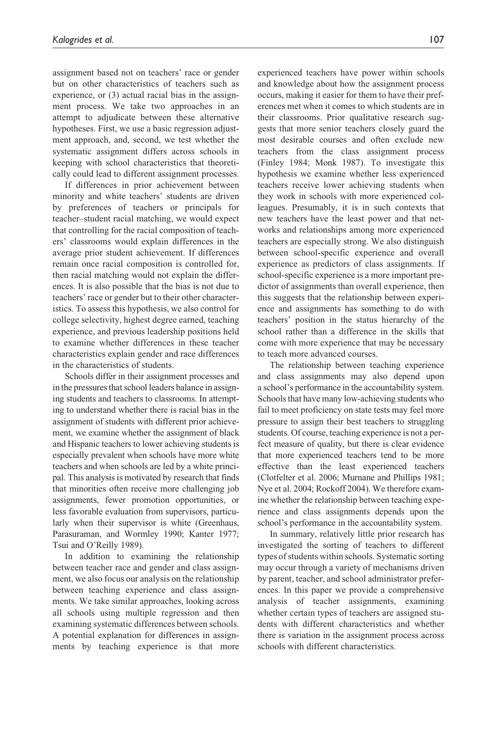assignment based not on teachers' race or gender but on other characteristics of teachers such as experience, or (3) actual racial bias in the assignment process. We take two approaches in an attempt to adjudicate between these alternative hypotheses. First, we use a basic regression adjustment approach, and, second, we test whether the systematic assignment differs across schools in keeping with school characteristics that theoretically could lead to different assignment processes.

If differences in prior achievement between minority and white teachers' students are driven by preferences of teachers or principals for teacher–student racial matching, we would expect that controlling for the racial composition of teachers' classrooms would explain differences in the average prior student achievement. If differences remain once racial composition is controlled for, then racial matching would not explain the differences. It is also possible that the bias is not due to teachers' race or gender but to their other characteristics. To assess this hypothesis, we also control for college selectivity, highest degree earned, teaching experience, and previous leadership positions held to examine whether differences in these teacher characteristics explain gender and race differences in the characteristics of students.

Schools differ in their assignment processes and in the pressures that school leaders balance in assigning students and teachers to classrooms. In attempting to understand whether there is racial bias in the assignment of students with different prior achievement, we examine whether the assignment of black and Hispanic teachers to lower achieving students is especially prevalent when schools have more white teachers and when schools are led by a white principal. This analysis is motivated by research that finds that minorities often receive more challenging job assignments, fewer promotion opportunities, or less favorable evaluation from supervisors, particularly when their supervisor is white (Greenhaus, Parasuraman, and Wormley 1990; Kanter 1977; Tsui and O'Reilly 1989).

In addition to examining the relationship between teacher race and gender and class assignment, we also focus our analysis on the relationship between teaching experience and class assignments. We take similar approaches, looking across all schools using multiple regression and then examining systematic differences between schools. A potential explanation for differences in assignments by teaching experience is that more experienced teachers have power within schools and knowledge about how the assignment process occurs, making it easier for them to have their preferences met when it comes to which students are in their classrooms. Prior qualitative research suggests that more senior teachers closely guard the most desirable courses and often exclude new teachers from the class assignment process (Finley 1984; Monk 1987). To investigate this hypothesis we examine whether less experienced teachers receive lower achieving students when they work in schools with more experienced colleagues. Presumably, it is in such contexts that new teachers have the least power and that networks and relationships among more experienced teachers are especially strong. We also distinguish between school-specific experience and overall experience as predictors of class assignments. If school-specific experience is a more important predictor of assignments than overall experience, then this suggests that the relationship between experience and assignments has something to do with teachers' position in the status hierarchy of the school rather than a difference in the skills that come with more experience that may be necessary to teach more advanced courses.

The relationship between teaching experience and class assignments may also depend upon a school's performance in the accountability system. Schools that have many low-achieving students who fail to meet proficiency on state tests may feel more pressure to assign their best teachers to struggling students. Of course, teaching experience is not a perfect measure of quality, but there is clear evidence that more experienced teachers tend to be more effective than the least experienced teachers (Clotfelter et al. 2006; Murnane and Phillips 1981; Nye et al. 2004; Rockoff 2004). We therefore examine whether the relationship between teaching experience and class assignments depends upon the school's performance in the accountability system.

In summary, relatively little prior research has investigated the sorting of teachers to different types of students within schools. Systematic sorting may occur through a variety of mechanisms driven by parent, teacher, and school administrator preferences. In this paper we provide a comprehensive analysis of teacher assignments, examining whether certain types of teachers are assigned students with different characteristics and whether there is variation in the assignment process across schools with different characteristics.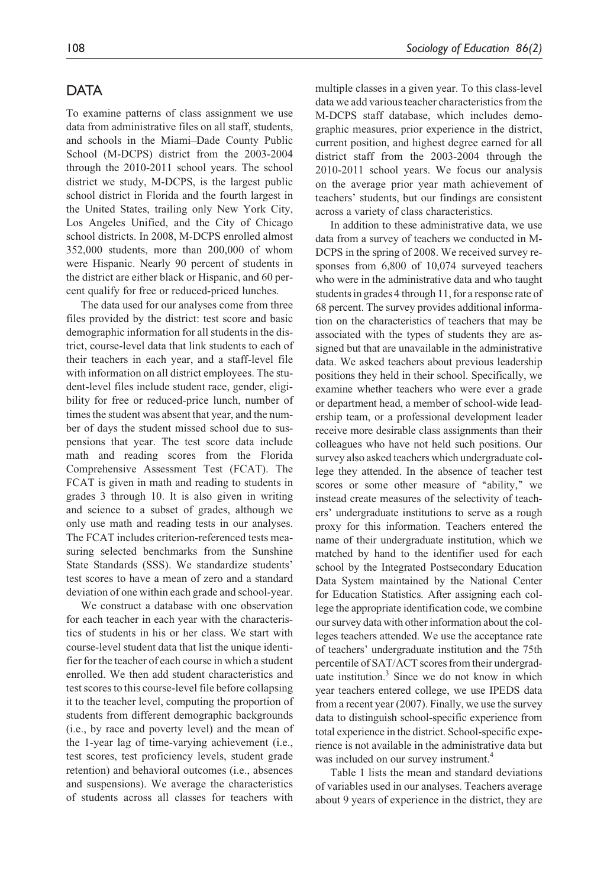## DATA

To examine patterns of class assignment we use data from administrative files on all staff, students, and schools in the Miami–Dade County Public School (M-DCPS) district from the 2003-2004 through the 2010-2011 school years. The school district we study, M-DCPS, is the largest public school district in Florida and the fourth largest in the United States, trailing only New York City, Los Angeles Unified, and the City of Chicago school districts. In 2008, M-DCPS enrolled almost 352,000 students, more than 200,000 of whom were Hispanic. Nearly 90 percent of students in the district are either black or Hispanic, and 60 percent qualify for free or reduced-priced lunches.

The data used for our analyses come from three files provided by the district: test score and basic demographic information for all students in the district, course-level data that link students to each of their teachers in each year, and a staff-level file with information on all district employees. The student-level files include student race, gender, eligibility for free or reduced-price lunch, number of times the student was absent that year, and the number of days the student missed school due to suspensions that year. The test score data include math and reading scores from the Florida Comprehensive Assessment Test (FCAT). The FCAT is given in math and reading to students in grades 3 through 10. It is also given in writing and science to a subset of grades, although we only use math and reading tests in our analyses. The FCAT includes criterion-referenced tests measuring selected benchmarks from the Sunshine State Standards (SSS). We standardize students' test scores to have a mean of zero and a standard deviation of one within each grade and school-year.

We construct a database with one observation for each teacher in each year with the characteristics of students in his or her class. We start with course-level student data that list the unique identifier for the teacher of each course in which a student enrolled. We then add student characteristics and test scores to this course-level file before collapsing it to the teacher level, computing the proportion of students from different demographic backgrounds (i.e., by race and poverty level) and the mean of the 1-year lag of time-varying achievement (i.e., test scores, test proficiency levels, student grade retention) and behavioral outcomes (i.e., absences and suspensions). We average the characteristics of students across all classes for teachers with multiple classes in a given year. To this class-level data we add various teacher characteristics from the M-DCPS staff database, which includes demographic measures, prior experience in the district, current position, and highest degree earned for all district staff from the 2003-2004 through the 2010-2011 school years. We focus our analysis on the average prior year math achievement of teachers' students, but our findings are consistent across a variety of class characteristics.

In addition to these administrative data, we use data from a survey of teachers we conducted in M-DCPS in the spring of 2008. We received survey responses from 6,800 of 10,074 surveyed teachers who were in the administrative data and who taught students in grades 4 through 11, for a response rate of 68 percent. The survey provides additional information on the characteristics of teachers that may be associated with the types of students they are assigned but that are unavailable in the administrative data. We asked teachers about previous leadership positions they held in their school. Specifically, we examine whether teachers who were ever a grade or department head, a member of school-wide leadership team, or a professional development leader receive more desirable class assignments than their colleagues who have not held such positions. Our survey also asked teachers which undergraduate college they attended. In the absence of teacher test scores or some other measure of "ability," we instead create measures of the selectivity of teachers' undergraduate institutions to serve as a rough proxy for this information. Teachers entered the name of their undergraduate institution, which we matched by hand to the identifier used for each school by the Integrated Postsecondary Education Data System maintained by the National Center for Education Statistics. After assigning each college the appropriate identification code, we combine our survey data with other information about the colleges teachers attended. We use the acceptance rate of teachers' undergraduate institution and the 75th percentile of SAT/ACT scores from their undergraduate institution.[3] Since we do not know in which year teachers entered college, we use IPEDS data from a recent year (2007). Finally, we use the survey data to distinguish school-specific experience from total experience in the district. School-specific experience is not available in the administrative data but was included on our survey instrument.[4]

Table 1 lists the mean and standard deviations of variables used in our analyses. Teachers average about 9 years of experience in the district, they are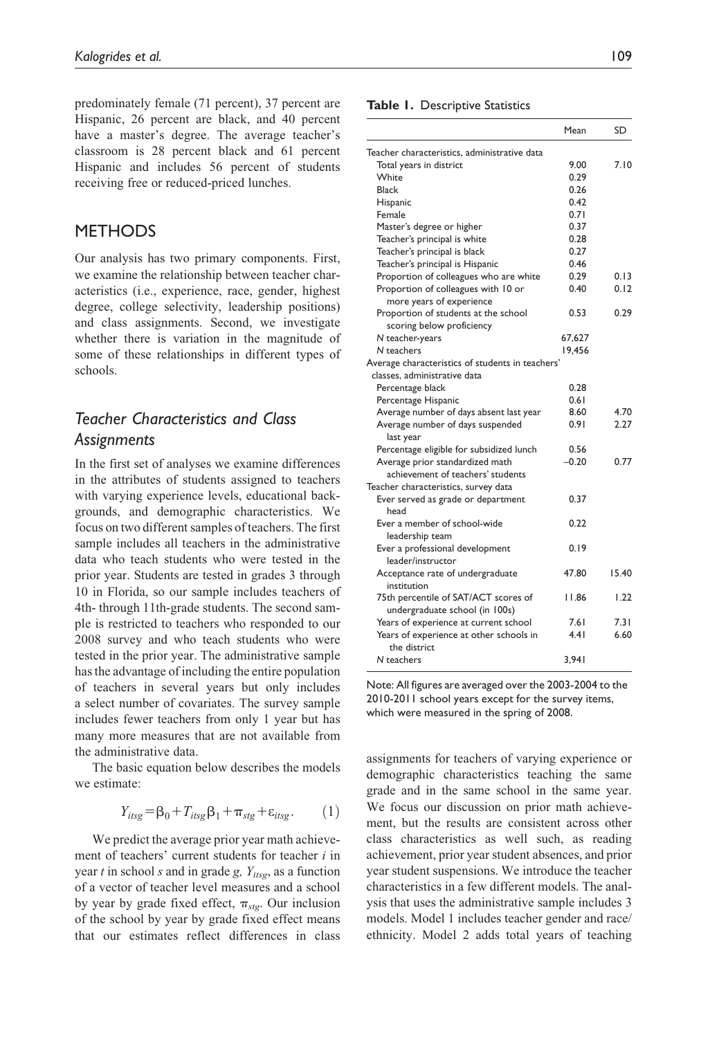predominately female (71 percent), 37 percent are Hispanic, 26 percent are black, and 40 percent have a master's degree. The average teacher's classroom is 28 percent black and 61 percent Hispanic and includes 56 percent of students receiving free or reduced-priced lunches.

## METHODS

Our analysis has two primary components. First, we examine the relationship between teacher characteristics (i.e., experience, race, gender, highest degree, college selectivity, leadership positions) and class assignments. Second, we investigate whether there is variation in the magnitude of some of these relationships in different types of schools.

### Teacher Characteristics and Class Assignments

In the first set of analyses we examine differences in the attributes of students assigned to teachers with varying experience levels, educational backgrounds, and demographic characteristics. We focus on two different samples of teachers. The first sample includes all teachers in the administrative data who teach students who were tested in the prior year. Students are tested in grades 3 through 10 in Florida, so our sample includes teachers of 4th- through 11th-grade students. The second sample is restricted to teachers who responded to our 2008 survey and who teach students who were tested in the prior year. The administrative sample has the advantage of including the entire population of teachers in several years but only includes a select number of covariates. The survey sample includes fewer teachers from only 1 year but has many more measures that are not available from the administrative data.

The basic equation below describes the models we estimate:

$$Y_{itsg} = \beta_0 + T_{itsg}\beta_1 + \pi_{stg} + \varepsilon_{itsg}. \qquad (1)$$

We predict the average prior year math achievement of teachers' current students for teacher $i$ in year $t$ in school $s$ and in grade $g$, $Y_{itsg}$, as a function of a vector of teacher level measures and a school by year by grade fixed effect, $\pi_{stg}$. Our inclusion of the school by year by grade fixed effect means that our estimates reflect differences in class assignments for teachers of varying experience or demographic characteristics teaching the same grade and in the same school in the same year. We focus our discussion on prior math achievement, but the results are consistent across other class characteristics as well such, as reading achievement, prior year student absences, and prior year student suspensions. We introduce the teacher characteristics in a few different models. The analysis that uses the administrative sample includes 3 models. Model 1 includes teacher gender and race/ethnicity. Model 2 adds total years of teaching

**Table 1.** Descriptive Statistics

| | Mean | SD |
|---|---|---|
| Teacher characteristics, administrative data | | |
| Total years in district | 9.00 | 7.10 |
| White | 0.29 | |
| Black | 0.26 | |
| Hispanic | 0.42 | |
| Female | 0.71 | |
| Master's degree or higher | 0.37 | |
| Teacher's principal is white | 0.28 | |
| Teacher's principal is black | 0.27 | |
| Teacher's principal is Hispanic | 0.46 | |
| Proportion of colleagues who are white | 0.29 | 0.13 |
| Proportion of colleagues with 10 or more years of experience | 0.40 | 0.12 |
| Proportion of students at the school scoring below proficiency | 0.53 | 0.29 |
| *N* teacher-years | 67,627 | |
| *N* teachers | 19,456 | |
| Average characteristics of students in teachers' classes, administrative data | | |
| Percentage black | 0.28 | |
| Percentage Hispanic | 0.61 | |
| Average number of days absent last year | 8.60 | 4.70 |
| Average number of days suspended last year | 0.91 | 2.27 |
| Percentage eligible for subsidized lunch | 0.56 | |
| Average prior standardized math achievement of teachers' students | –0.20 | 0.77 |
| Teacher characteristics, survey data | | |
| Ever served as grade or department head | 0.37 | |
| Ever a member of school-wide leadership team | 0.22 | |
| Ever a professional development leader/instructor | 0.19 | |
| Acceptance rate of undergraduate institution | 47.80 | 15.40 |
| 75th percentile of SAT/ACT scores of undergraduate school (in 100s) | 11.86 | 1.22 |
| Years of experience at current school | 7.61 | 7.31 |
| Years of experience at other schools in the district | 4.41 | 6.60 |
| *N* teachers | 3,941 | |

Note: All figures are averaged over the 2003-2004 to the 2010-2011 school years except for the survey items, which were measured in the spring of 2008.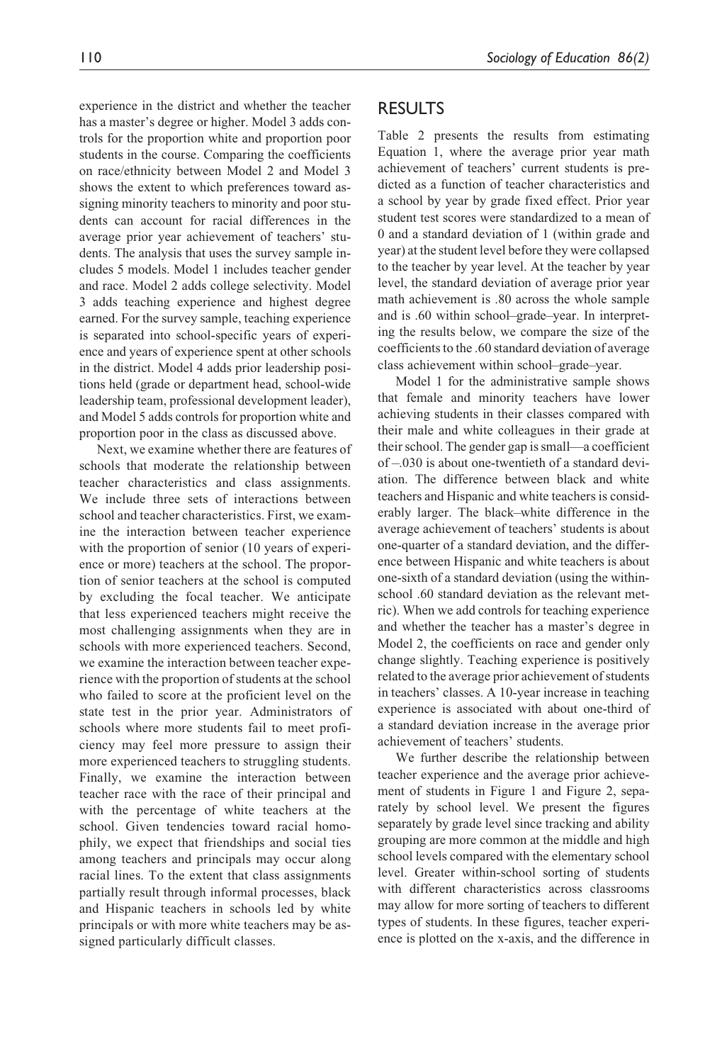experience in the district and whether the teacher has a master's degree or higher. Model 3 adds controls for the proportion white and proportion poor students in the course. Comparing the coefficients on race/ethnicity between Model 2 and Model 3 shows the extent to which preferences toward assigning minority teachers to minority and poor students can account for racial differences in the average prior year achievement of teachers' students. The analysis that uses the survey sample includes 5 models. Model 1 includes teacher gender and race. Model 2 adds college selectivity. Model 3 adds teaching experience and highest degree earned. For the survey sample, teaching experience is separated into school-specific years of experience and years of experience spent at other schools in the district. Model 4 adds prior leadership positions held (grade or department head, school-wide leadership team, professional development leader), and Model 5 adds controls for proportion white and proportion poor in the class as discussed above.

Next, we examine whether there are features of schools that moderate the relationship between teacher characteristics and class assignments. We include three sets of interactions between school and teacher characteristics. First, we examine the interaction between teacher experience with the proportion of senior (10 years of experience or more) teachers at the school. The proportion of senior teachers at the school is computed by excluding the focal teacher. We anticipate that less experienced teachers might receive the most challenging assignments when they are in schools with more experienced teachers. Second, we examine the interaction between teacher experience with the proportion of students at the school who failed to score at the proficient level on the state test in the prior year. Administrators of schools where more students fail to meet proficiency may feel more pressure to assign their more experienced teachers to struggling students. Finally, we examine the interaction between teacher race with the race of their principal and with the percentage of white teachers at the school. Given tendencies toward racial homophily, we expect that friendships and social ties among teachers and principals may occur along racial lines. To the extent that class assignments partially result through informal processes, black and Hispanic teachers in schools led by white principals or with more white teachers may be assigned particularly difficult classes.

## RESULTS

Table 2 presents the results from estimating Equation 1, where the average prior year math achievement of teachers' current students is predicted as a function of teacher characteristics and a school by year by grade fixed effect. Prior year student test scores were standardized to a mean of 0 and a standard deviation of 1 (within grade and year) at the student level before they were collapsed to the teacher by year level. At the teacher by year level, the standard deviation of average prior year math achievement is .80 across the whole sample and is .60 within school–grade–year. In interpreting the results below, we compare the size of the coefficients to the .60 standard deviation of average class achievement within school–grade–year.

Model 1 for the administrative sample shows that female and minority teachers have lower achieving students in their classes compared with their male and white colleagues in their grade at their school. The gender gap is small—a coefficient of −.030 is about one-twentieth of a standard deviation. The difference between black and white teachers and Hispanic and white teachers is considerably larger. The black–white difference in the average achievement of teachers' students is about one-quarter of a standard deviation, and the difference between Hispanic and white teachers is about one-sixth of a standard deviation (using the within-school .60 standard deviation as the relevant metric). When we add controls for teaching experience and whether the teacher has a master's degree in Model 2, the coefficients on race and gender only change slightly. Teaching experience is positively related to the average prior achievement of students in teachers' classes. A 10-year increase in teaching experience is associated with about one-third of a standard deviation increase in the average prior achievement of teachers' students.

We further describe the relationship between teacher experience and the average prior achievement of students in Figure 1 and Figure 2, separately by school level. We present the figures separately by grade level since tracking and ability grouping are more common at the middle and high school levels compared with the elementary school level. Greater within-school sorting of students with different characteristics across classrooms may allow for more sorting of teachers to different types of students. In these figures, teacher experience is plotted on the x-axis, and the difference in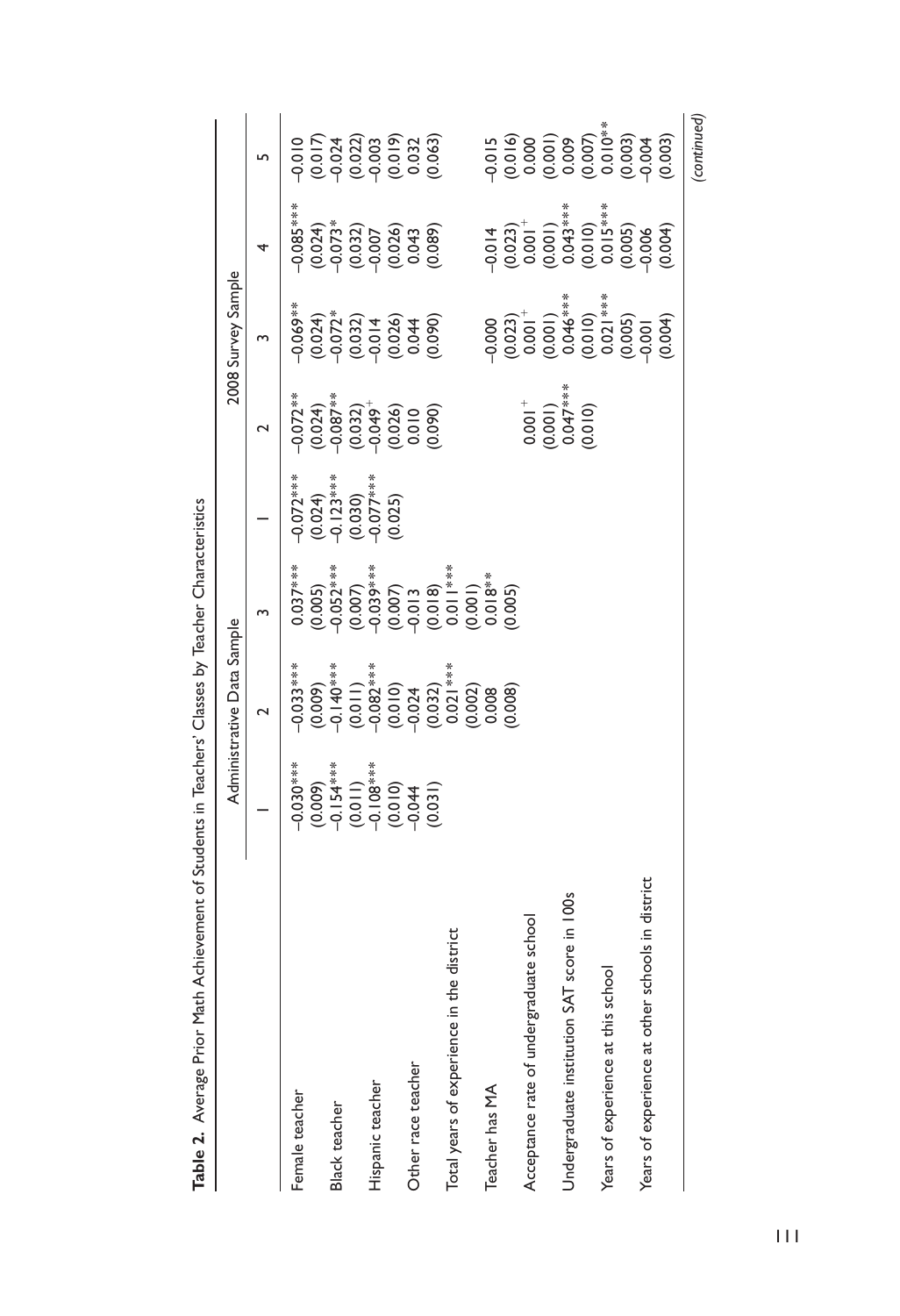**Table 2.** Average Prior Math Achievement of Students in Teachers' Classes by Teacher Characteristics

| | Administrative Data Sample | | | 2008 Survey Sample | | | | |
|---|---|---|---|---|---|---|---|---|
| | 1 | 2 | 3 | 1 | 2 | 3 | 4 | 5 |
| Female teacher | –0.030*** | –0.033*** | 0.037*** | –0.072*** | –0.072** | –0.069** | –0.085*** | –0.010 |
| | (0.009) | (0.009) | (0.005) | (0.024) | (0.024) | (0.024) | (0.024) | (0.017) |
| Black teacher | –0.154*** | –0.140*** | –0.052*** | –0.123*** | –0.087** | –0.072* | –0.073* | –0.024 |
| | (0.011) | (0.011) | (0.007) | (0.030) | (0.032) | (0.032) | (0.032) | (0.022) |
| Hispanic teacher | –0.108*** | –0.082*** | –0.039*** | –0.077*** | –0.049$^{+}$ | –0.014 | –0.007 | –0.003 |
| | (0.010) | (0.010) | (0.007) | (0.025) | (0.026) | (0.026) | (0.026) | (0.019) |
| Other race teacher | –0.044 | –0.024 | –0.013 | | 0.010 | 0.044 | 0.043 | 0.032 |
| | (0.031) | (0.032) | (0.018) | | (0.090) | (0.090) | (0.089) | (0.063) |
| Total years of experience in the district | | 0.021*** | 0.011*** | | | | | |
| | | (0.002) | (0.001) | | | | | |
| Teacher has MA | | 0.008 | 0.018** | | | –0.000 | –0.014 | –0.015 |
| | | (0.008) | (0.005) | | | (0.023) | (0.023) | (0.016) |
| Acceptance rate of undergraduate school | | | | | 0.001$^{+}$ | 0.001$^{+}$ | 0.001$^{+}$ | 0.000 |
| | | | | | (0.001) | (0.001) | (0.001) | (0.001) |
| Undergraduate institution SAT score in 100s | | | | | 0.047*** | 0.046*** | 0.043*** | 0.009 |
| | | | | | (0.010) | (0.010) | (0.010) | (0.007) |
| Years of experience at this school | | | | | | 0.021*** | 0.015*** | 0.010** |
| | | | | | | (0.005) | (0.005) | (0.003) |
| Years of experience at other schools in district | | | | | | –0.001 | –0.006 | –0.004 |
| | | | | | | (0.004) | (0.004) | (0.003) |

(continued)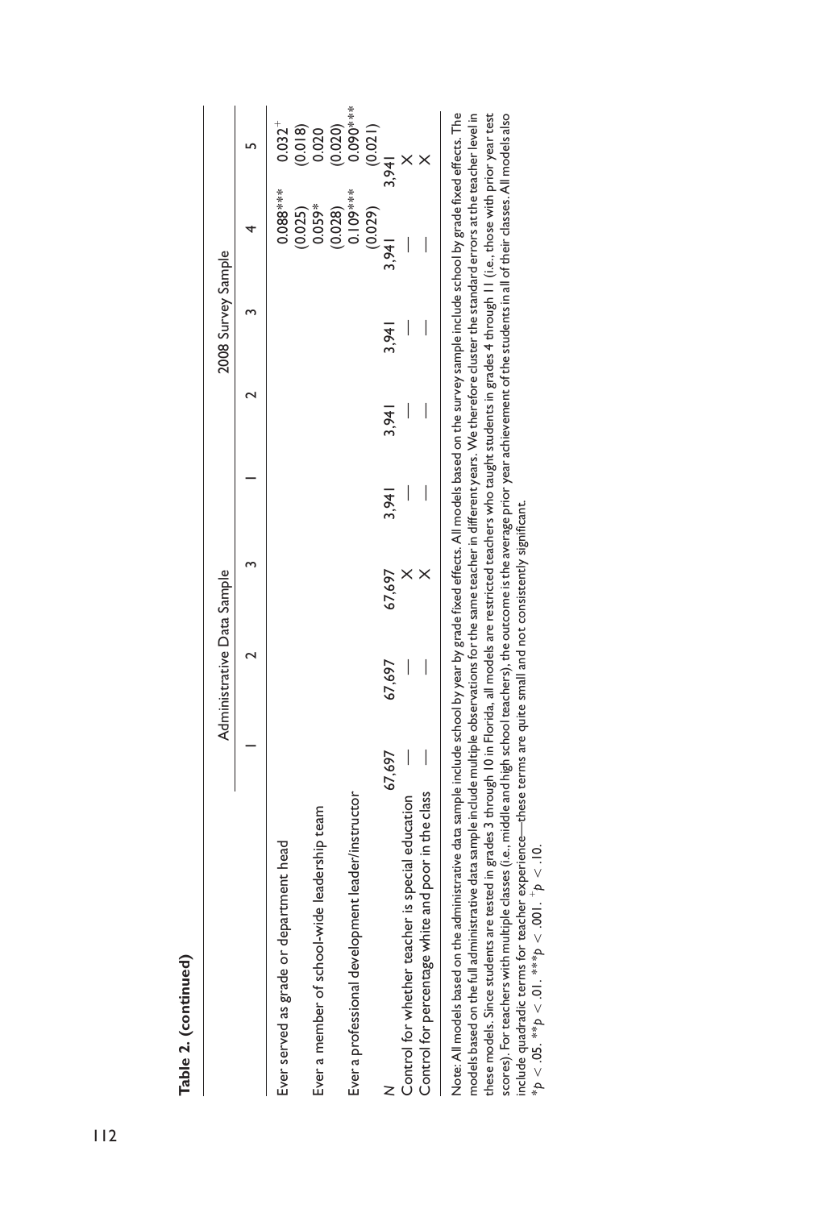**Table 2. (continued)**

| | Administrative Data Sample | | | 2008 Survey Sample | | | | |
|---|---|---|---|---|---|---|---|---|
| | 1 | 2 | 3 | 1 | 2 | 3 | 4 | 5 |
| Ever served as grade or department head | | | | | | | 0.088*** | 0.032+ |
| | | | | | | | (0.025) | (0.018) |
| Ever a member of school-wide leadership team | | | | | | | 0.059* | 0.020 |
| | | | | | | | (0.028) | (0.020) |
| Ever a professional development leader/instructor | | | | | | | 0.109*** | 0.090*** |
| | | | | | | | (0.029) | (0.021) |
| $N$ | 67,697 | 67,697 | 67,697 | 3,941 | 3,941 | 3,941 | 3,941 | 3,941 |
| Control for whether teacher is special education | — | — | X | — | — | — | — | X |
| Control for percentage white and poor in the class | — | — | X | — | — | — | — | X |

Note: All models based on the administrative data sample include school by year by grade fixed effects. All models based on the survey sample include school by grade fixed effects. The models based on the full administrative data sample include multiple observations for the same teacher in different years. We therefore cluster the standard errors at the teacher level in these models. Since students are tested in grades 3 through 10 in Florida, all models are restricted teachers who taught students in grades 4 through 11 (i.e., those with prior year test scores). For teachers with multiple classes (i.e., middle and high school teachers), the outcome is the average prior year achievement of the students in all of their classes. All models also include quadratic terms for teacher experience—these terms are quite small and not consistently significant.
*$p < .05$. **$p < .01$. ***$p < .001$. +$p < .10$.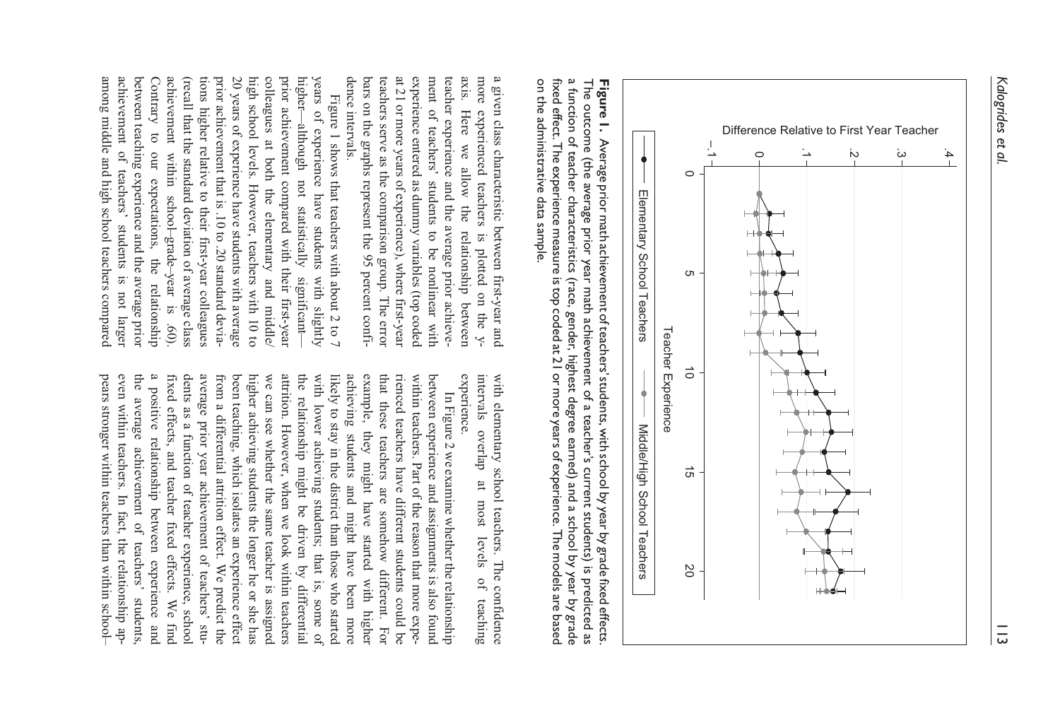Difference Relative to First Year Teacher

.4
.3
.2
.1
0
−.1

0
5
10
15
20

Teacher Experience

Elementary School Teachers
Middle/High School Teachers

**Figure 1.** Average prior math achievement of teachers' students, with school by year by grade fixed effects.
The outcome (the average prior year math achievement of a teacher's current students) is predicted as a function of teacher characteristics (race, gender, highest degree earned) and a school by year by grade fixed effect. The experience measure is top coded at 21 or more years of experience. The models are based on the administrative data sample.

a given class characteristic between first-year and more experienced teachers is plotted on the y-axis. Here we allow the relationship between teacher experience and the average prior achievement of teachers' students to be nonlinear with experience entered as dummy variables (top coded at 21 or more years of experience), where first-year teachers serve as the comparison group. The error bars on the graphs represent the 95 percent confidence intervals.

Figure 1 shows that teachers with about 2 to 7 years of experience have students with slightly higher—although not statistically significant—prior achievement compared with their first-year colleagues at both the elementary and middle/high school levels. However, teachers with 10 to 20 years of experience have students with average prior achievement that is .10 to .20 standard deviations higher relative to their first-year colleagues (recall that the standard deviation of average class achievement within school–grade–year is .60). Contrary to our expectations, the relationship between teaching experience and the average prior achievement of teachers' students is not larger among middle and high school teachers compared with elementary school teachers. The confidence intervals overlap at most levels of teaching experience.

In Figure 2 we examine whether the relationship between experience and assignments is also found within teachers. Part of the reason that more experienced teachers have different students could be that these teachers are somehow different. For example, they might have started with higher achieving students and might have been more likely to stay in the district than those who started with lower achieving students; that is, some of the relationship might be driven by differential attrition. However, when we look within teachers we can see whether the same teacher is assigned higher achieving students the longer he or she has been teaching, which isolates an experience effect from a differential attrition effect. We predict the average prior year achievement of teachers' students as a function of teacher experience, school fixed effects, and teacher fixed effects. We find a positive relationship between experience and the average achievement of teachers' students, even within teachers. In fact, the relationship appears stronger within teachers than within school–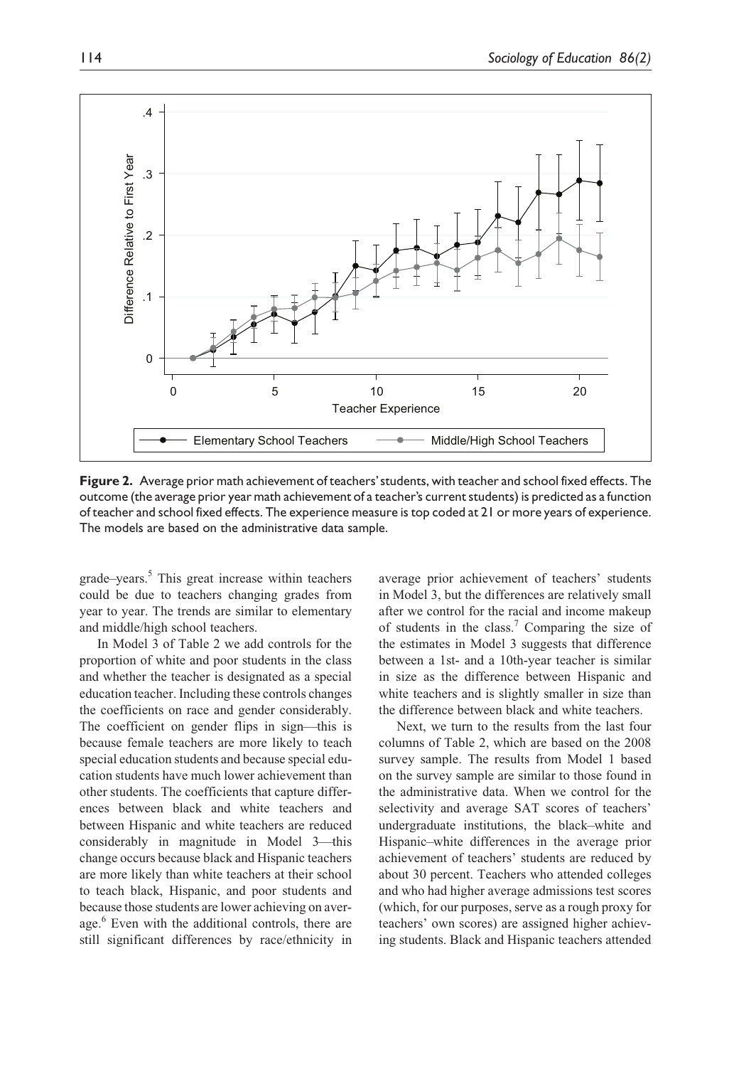.4

.3

.2

.1

0

Difference Relative to First Year

0 5 10 15 20

Teacher Experience

Elementary School Teachers

Middle/High School Teachers

**Figure 2.** Average prior math achievement of teachers' students, with teacher and school fixed effects. The outcome (the average prior year math achievement of a teacher's current students) is predicted as a function of teacher and school fixed effects. The experience measure is top coded at 21 or more years of experience. The models are based on the administrative data sample.

grade–years.[5] This great increase within teachers could be due to teachers changing grades from year to year. The trends are similar to elementary and middle/high school teachers.

In Model 3 of Table 2 we add controls for the proportion of white and poor students in the class and whether the teacher is designated as a special education teacher. Including these controls changes the coefficients on race and gender considerably. The coefficient on gender flips in sign—this is because female teachers are more likely to teach special education students and because special education students have much lower achievement than other students. The coefficients that capture differences between black and white teachers and between Hispanic and white teachers are reduced considerably in magnitude in Model 3—this change occurs because black and Hispanic teachers are more likely than white teachers at their school to teach black, Hispanic, and poor students and because those students are lower achieving on average.[6] Even with the additional controls, there are still significant differences by race/ethnicity in average prior achievement of teachers' students in Model 3, but the differences are relatively small after we control for the racial and income makeup of students in the class.[7] Comparing the size of the estimates in Model 3 suggests that difference between a 1st- and a 10th-year teacher is similar in size as the difference between Hispanic and white teachers and is slightly smaller in size than the difference between black and white teachers.

Next, we turn to the results from the last four columns of Table 2, which are based on the 2008 survey sample. The results from Model 1 based on the survey sample are similar to those found in the administrative data. When we control for the selectivity and average SAT scores of teachers' undergraduate institutions, the black–white and Hispanic–white differences in the average prior achievement of teachers' students are reduced by about 30 percent. Teachers who attended colleges and who had higher average admissions test scores (which, for our purposes, serve as a rough proxy for teachers' own scores) are assigned higher achieving students. Black and Hispanic teachers attended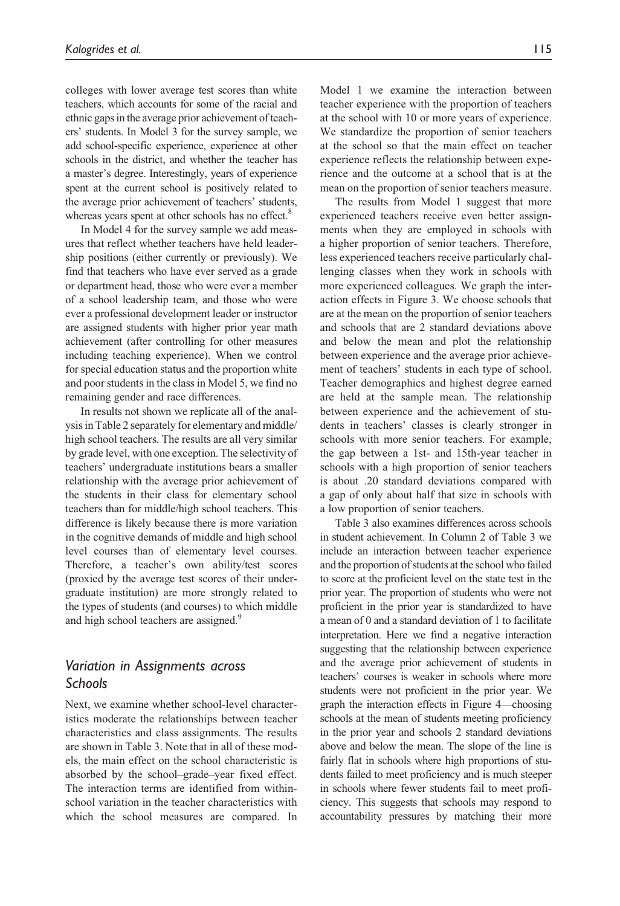colleges with lower average test scores than white teachers, which accounts for some of the racial and ethnic gaps in the average prior achievement of teachers' students. In Model 3 for the survey sample, we add school-specific experience, experience at other schools in the district, and whether the teacher has a master's degree. Interestingly, years of experience spent at the current school is positively related to the average prior achievement of teachers' students, whereas years spent at other schools has no effect.[8]

In Model 4 for the survey sample we add measures that reflect whether teachers have held leadership positions (either currently or previously). We find that teachers who have ever served as a grade or department head, those who were ever a member of a school leadership team, and those who were ever a professional development leader or instructor are assigned students with higher prior year math achievement (after controlling for other measures including teaching experience). When we control for special education status and the proportion white and poor students in the class in Model 5, we find no remaining gender and race differences.

In results not shown we replicate all of the analysis in Table 2 separately for elementary and middle/high school teachers. The results are all very similar by grade level, with one exception. The selectivity of teachers' undergraduate institutions bears a smaller relationship with the average prior achievement of the students in their class for elementary school teachers than for middle/high school teachers. This difference is likely because there is more variation in the cognitive demands of middle and high school level courses than of elementary level courses. Therefore, a teacher's own ability/test scores (proxied by the average test scores of their undergraduate institution) are more strongly related to the types of students (and courses) to which middle and high school teachers are assigned.[9]

## Variation in Assignments across Schools

Next, we examine whether school-level characteristics moderate the relationships between teacher characteristics and class assignments. The results are shown in Table 3. Note that in all of these models, the main effect on the school characteristic is absorbed by the school–grade–year fixed effect. The interaction terms are identified from within-school variation in the teacher characteristics with which the school measures are compared. In Model 1 we examine the interaction between teacher experience with the proportion of teachers at the school with 10 or more years of experience. We standardize the proportion of senior teachers at the school so that the main effect on teacher experience reflects the relationship between experience and the outcome at a school that is at the mean on the proportion of senior teachers measure.

The results from Model 1 suggest that more experienced teachers receive even better assignments when they are employed in schools with a higher proportion of senior teachers. Therefore, less experienced teachers receive particularly challenging classes when they work in schools with more experienced colleagues. We graph the interaction effects in Figure 3. We choose schools that are at the mean on the proportion of senior teachers and schools that are 2 standard deviations above and below the mean and plot the relationship between experience and the average prior achievement of teachers' students in each type of school. Teacher demographics and highest degree earned are held at the sample mean. The relationship between experience and the achievement of students in teachers' classes is clearly stronger in schools with more senior teachers. For example, the gap between a 1st- and 15th-year teacher in schools with a high proportion of senior teachers is about .20 standard deviations compared with a gap of only about half that size in schools with a low proportion of senior teachers.

Table 3 also examines differences across schools in student achievement. In Column 2 of Table 3 we include an interaction between teacher experience and the proportion of students at the school who failed to score at the proficient level on the state test in the prior year. The proportion of students who were not proficient in the prior year is standardized to have a mean of 0 and a standard deviation of 1 to facilitate interpretation. Here we find a negative interaction suggesting that the relationship between experience and the average prior achievement of students in teachers' courses is weaker in schools where more students were not proficient in the prior year. We graph the interaction effects in Figure 4—choosing schools at the mean of students meeting proficiency in the prior year and schools 2 standard deviations above and below the mean. The slope of the line is fairly flat in schools where high proportions of students failed to meet proficiency and is much steeper in schools where fewer students fail to meet proficiency. This suggests that schools may respond to accountability pressures by matching their more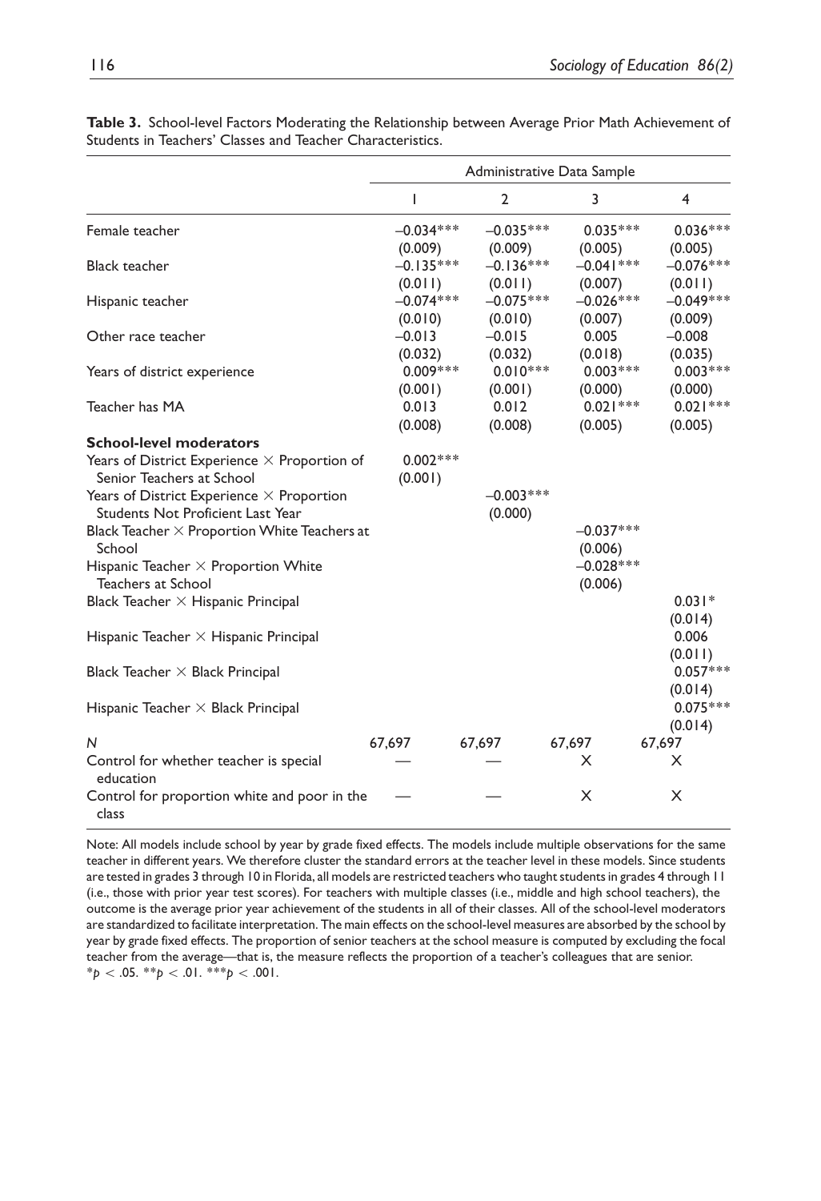**Table 3.** School-level Factors Moderating the Relationship between Average Prior Math Achievement of Students in Teachers' Classes and Teacher Characteristics.

| | Administrative Data Sample | | | |
|---|---|---|---|---|
| | 1 | 2 | 3 | 4 |
| Female teacher | –0.034*** | –0.035*** | 0.035*** | 0.036*** |
| | (0.009) | (0.009) | (0.005) | (0.005) |
| Black teacher | –0.135*** | –0.136*** | –0.041*** | –0.076*** |
| | (0.011) | (0.011) | (0.007) | (0.011) |
| Hispanic teacher | –0.074*** | –0.075*** | –0.026*** | –0.049*** |
| | (0.010) | (0.010) | (0.007) | (0.009) |
| Other race teacher | –0.013 | –0.015 | 0.005 | –0.008 |
| | (0.032) | (0.032) | (0.018) | (0.035) |
| Years of district experience | 0.009*** | 0.010*** | 0.003*** | 0.003*** |
| | (0.001) | (0.001) | (0.000) | (0.000) |
| Teacher has MA | 0.013 | 0.012 | 0.021*** | 0.021*** |
| | (0.008) | (0.008) | (0.005) | (0.005) |
| **School-level moderators** | | | | |
| Years of District Experience × Proportion of Senior Teachers at School | 0.002*** | | | |
| | (0.001) | | | |
| Years of District Experience × Proportion Students Not Proficient Last Year | | –0.003*** | | |
| | | (0.000) | | |
| Black Teacher × Proportion White Teachers at School | | | –0.037*** | |
| | | | (0.006) | |
| Hispanic Teacher × Proportion White Teachers at School | | | –0.028*** | |
| | | | (0.006) | |
| Black Teacher × Hispanic Principal | | | | 0.031* |
| | | | | (0.014) |
| Hispanic Teacher × Hispanic Principal | | | | 0.006 |
| | | | | (0.011) |
| Black Teacher × Black Principal | | | | 0.057*** |
| | | | | (0.014) |
| Hispanic Teacher × Black Principal | | | | 0.075*** |
| | | | | (0.014) |
| *N* | 67,697 | 67,697 | 67,697 | 67,697 |
| Control for whether teacher is special education | — | — | X | X |
| Control for proportion white and poor in the class | — | — | X | X |

Note: All models include school by year by grade fixed effects. The models include multiple observations for the same teacher in different years. We therefore cluster the standard errors at the teacher level in these models. Since students are tested in grades 3 through 10 in Florida, all models are restricted teachers who taught students in grades 4 through 11 (i.e., those with prior year test scores). For teachers with multiple classes (i.e., middle and high school teachers), the outcome is the average prior year achievement of the students in all of their classes. All of the school-level moderators are standardized to facilitate interpretation. The main effects on the school-level measures are absorbed by the school by year by grade fixed effects. The proportion of senior teachers at the school measure is computed by excluding the focal teacher from the average—that is, the measure reflects the proportion of a teacher's colleagues that are senior.
$^{*}p < .05$. $^{**}p < .01$. $^{***}p < .001$.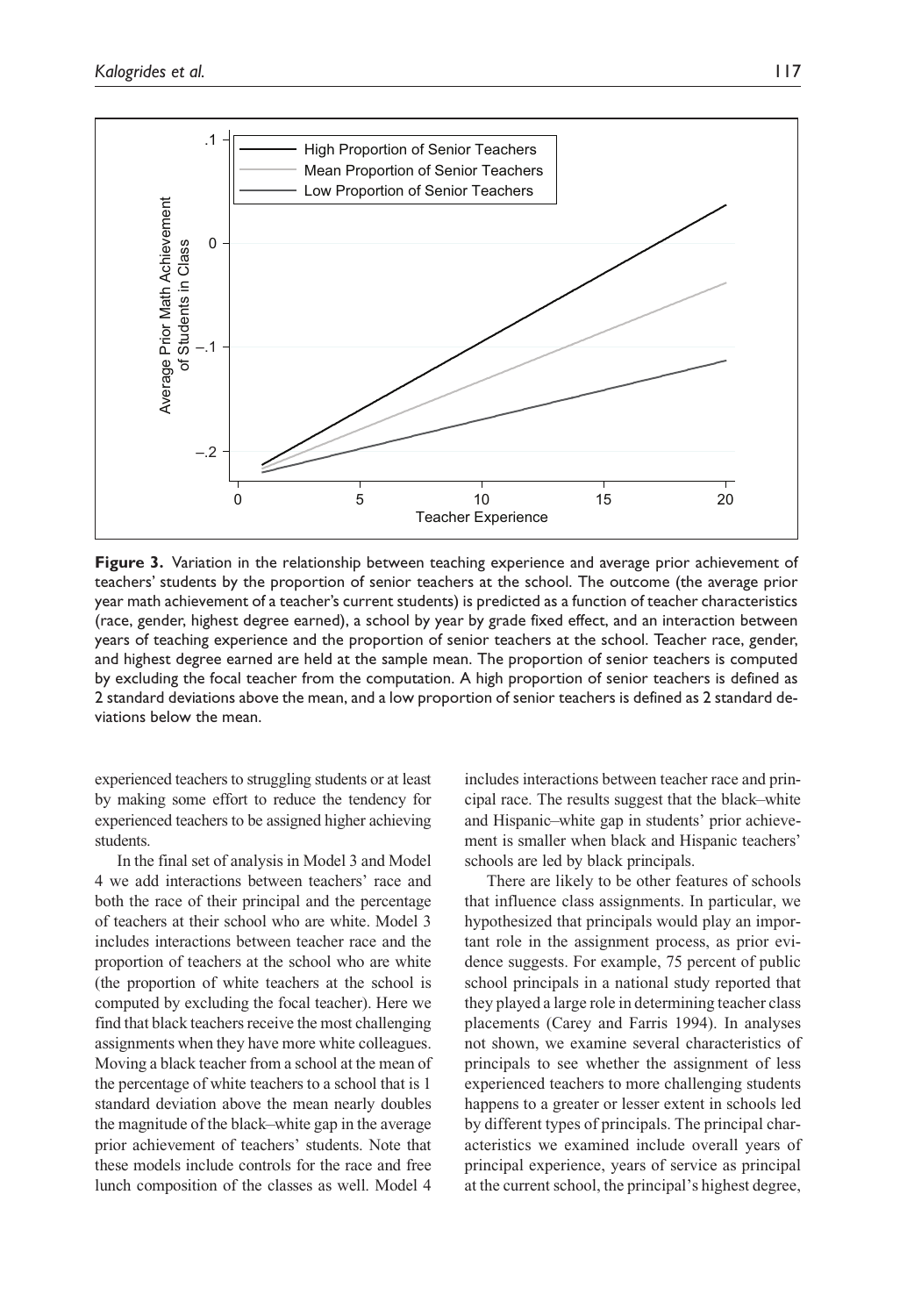High Proportion of Senior Teachers

Mean Proportion of Senior Teachers

Low Proportion of Senior Teachers

Average Prior Math Achievement of Students in Class

.1

0

–.1

–.2

0 5 10 15 20

Teacher Experience

**Figure 3.** Variation in the relationship between teaching experience and average prior achievement of teachers' students by the proportion of senior teachers at the school. The outcome (the average prior year math achievement of a teacher's current students) is predicted as a function of teacher characteristics (race, gender, highest degree earned), a school by year by grade fixed effect, and an interaction between years of teaching experience and the proportion of senior teachers at the school. Teacher race, gender, and highest degree earned are held at the sample mean. The proportion of senior teachers is computed by excluding the focal teacher from the computation. A high proportion of senior teachers is defined as 2 standard deviations above the mean, and a low proportion of senior teachers is defined as 2 standard deviations below the mean.

experienced teachers to struggling students or at least by making some effort to reduce the tendency for experienced teachers to be assigned higher achieving students.

In the final set of analysis in Model 3 and Model 4 we add interactions between teachers' race and both the race of their principal and the percentage of teachers at their school who are white. Model 3 includes interactions between teacher race and the proportion of teachers at the school who are white (the proportion of white teachers at the school is computed by excluding the focal teacher). Here we find that black teachers receive the most challenging assignments when they have more white colleagues. Moving a black teacher from a school at the mean of the percentage of white teachers to a school that is 1 standard deviation above the mean nearly doubles the magnitude of the black–white gap in the average prior achievement of teachers' students. Note that these models include controls for the race and free lunch composition of the classes as well. Model 4 includes interactions between teacher race and principal race. The results suggest that the black–white and Hispanic–white gap in students' prior achievement is smaller when black and Hispanic teachers' schools are led by black principals.

There are likely to be other features of schools that influence class assignments. In particular, we hypothesized that principals would play an important role in the assignment process, as prior evidence suggests. For example, 75 percent of public school principals in a national study reported that they played a large role in determining teacher class placements (Carey and Farris 1994). In analyses not shown, we examine several characteristics of principals to see whether the assignment of less experienced teachers to more challenging students happens to a greater or lesser extent in schools led by different types of principals. The principal characteristics we examined include overall years of principal experience, years of service as principal at the current school, the principal's highest degree,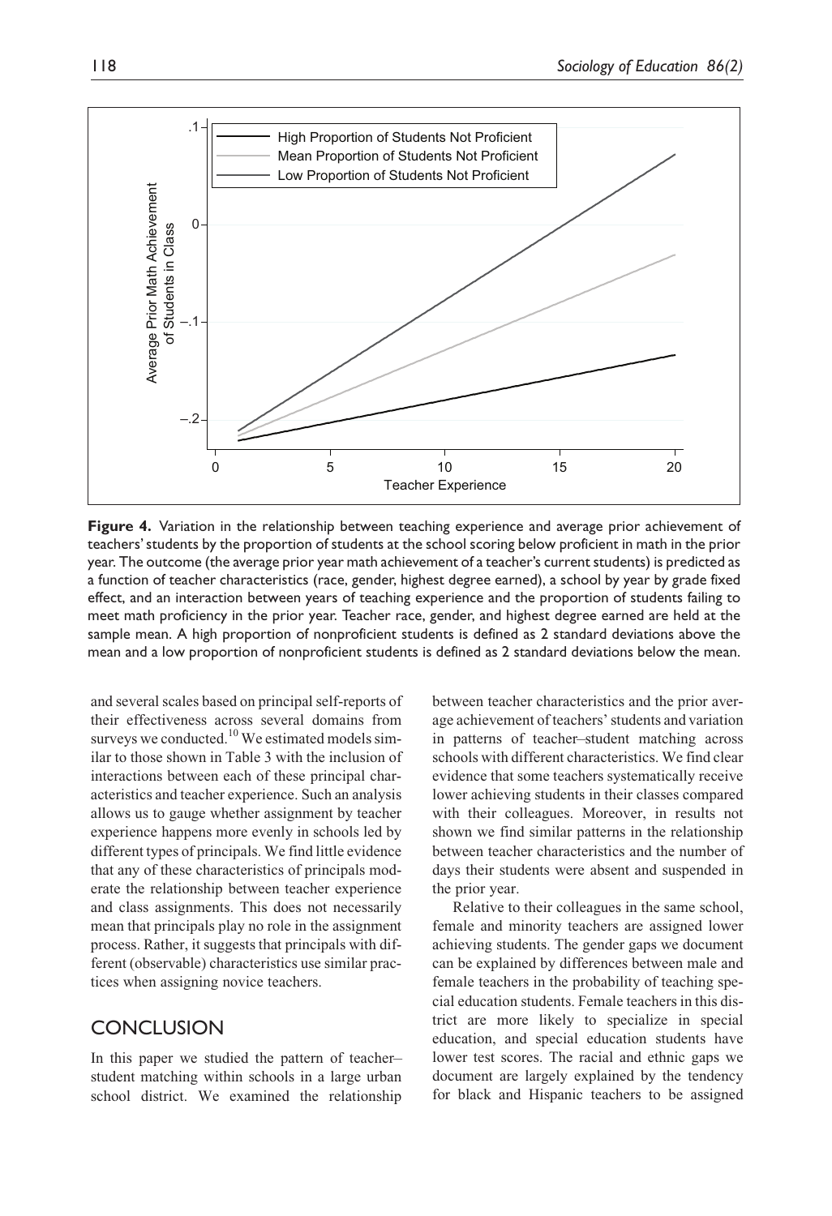High Proportion of Students Not Proficient
Mean Proportion of Students Not Proficient
Low Proportion of Students Not Proficient

Average Prior Math Achievement of Students in Class

.1
0
–.1
–.2

0 5 10 15 20

Teacher Experience

**Figure 4.** Variation in the relationship between teaching experience and average prior achievement of teachers' students by the proportion of students at the school scoring below proficient in math in the prior year. The outcome (the average prior year math achievement of a teacher's current students) is predicted as a function of teacher characteristics (race, gender, highest degree earned), a school by year by grade fixed effect, and an interaction between years of teaching experience and the proportion of students failing to meet math proficiency in the prior year. Teacher race, gender, and highest degree earned are held at the sample mean. A high proportion of nonproficient students is defined as 2 standard deviations above the mean and a low proportion of nonproficient students is defined as 2 standard deviations below the mean.

and several scales based on principal self-reports of their effectiveness across several domains from surveys we conducted.[10] We estimated models similar to those shown in Table 3 with the inclusion of interactions between each of these principal characteristics and teacher experience. Such an analysis allows us to gauge whether assignment by teacher experience happens more evenly in schools led by different types of principals. We find little evidence that any of these characteristics of principals moderate the relationship between teacher experience and class assignments. This does not necessarily mean that principals play no role in the assignment process. Rather, it suggests that principals with different (observable) characteristics use similar practices when assigning novice teachers.

## CONCLUSION

In this paper we studied the pattern of teacher–student matching within schools in a large urban school district. We examined the relationship between teacher characteristics and the prior average achievement of teachers' students and variation in patterns of teacher–student matching across schools with different characteristics. We find clear evidence that some teachers systematically receive lower achieving students in their classes compared with their colleagues. Moreover, in results not shown we find similar patterns in the relationship between teacher characteristics and the number of days their students were absent and suspended in the prior year.

Relative to their colleagues in the same school, female and minority teachers are assigned lower achieving students. The gender gaps we document can be explained by differences between male and female teachers in the probability of teaching special education students. Female teachers in this district are more likely to specialize in special education, and special education students have lower test scores. The racial and ethnic gaps we document are largely explained by the tendency for black and Hispanic teachers to be assigned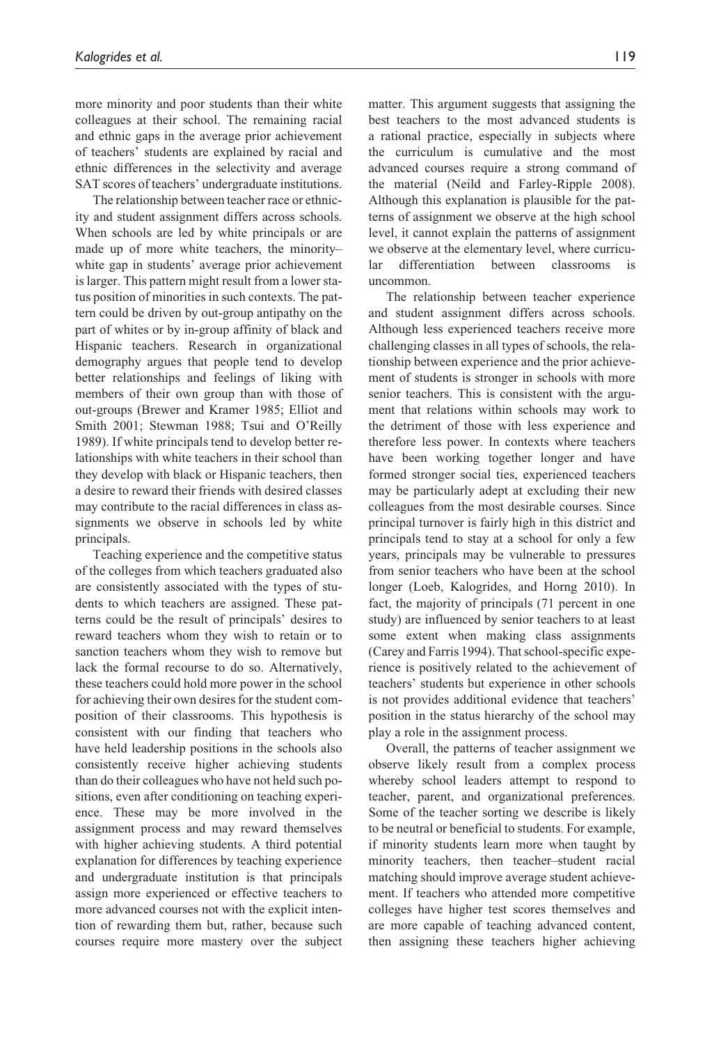more minority and poor students than their white colleagues at their school. The remaining racial and ethnic gaps in the average prior achievement of teachers' students are explained by racial and ethnic differences in the selectivity and average SAT scores of teachers' undergraduate institutions.

The relationship between teacher race or ethnicity and student assignment differs across schools. When schools are led by white principals or are made up of more white teachers, the minority–white gap in students' average prior achievement is larger. This pattern might result from a lower status position of minorities in such contexts. The pattern could be driven by out-group antipathy on the part of whites or by in-group affinity of black and Hispanic teachers. Research in organizational demography argues that people tend to develop better relationships and feelings of liking with members of their own group than with those of out-groups (Brewer and Kramer 1985; Elliot and Smith 2001; Stewman 1988; Tsui and O'Reilly 1989). If white principals tend to develop better relationships with white teachers in their school than they develop with black or Hispanic teachers, then a desire to reward their friends with desired classes may contribute to the racial differences in class assignments we observe in schools led by white principals.

Teaching experience and the competitive status of the colleges from which teachers graduated also are consistently associated with the types of students to which teachers are assigned. These patterns could be the result of principals' desires to reward teachers whom they wish to retain or to sanction teachers whom they wish to remove but lack the formal recourse to do so. Alternatively, these teachers could hold more power in the school for achieving their own desires for the student composition of their classrooms. This hypothesis is consistent with our finding that teachers who have held leadership positions in the schools also consistently receive higher achieving students than do their colleagues who have not held such positions, even after conditioning on teaching experience. These may be more involved in the assignment process and may reward themselves with higher achieving students. A third potential explanation for differences by teaching experience and undergraduate institution is that principals assign more experienced or effective teachers to more advanced courses not with the explicit intention of rewarding them but, rather, because such courses require more mastery over the subject matter. This argument suggests that assigning the best teachers to the most advanced students is a rational practice, especially in subjects where the curriculum is cumulative and the most advanced courses require a strong command of the material (Neild and Farley-Ripple 2008). Although this explanation is plausible for the patterns of assignment we observe at the high school level, it cannot explain the patterns of assignment we observe at the elementary level, where curricular differentiation between classrooms is uncommon.

The relationship between teacher experience and student assignment differs across schools. Although less experienced teachers receive more challenging classes in all types of schools, the relationship between experience and the prior achievement of students is stronger in schools with more senior teachers. This is consistent with the argument that relations within schools may work to the detriment of those with less experience and therefore less power. In contexts where teachers have been working together longer and have formed stronger social ties, experienced teachers may be particularly adept at excluding their new colleagues from the most desirable courses. Since principal turnover is fairly high in this district and principals tend to stay at a school for only a few years, principals may be vulnerable to pressures from senior teachers who have been at the school longer (Loeb, Kalogrides, and Horng 2010). In fact, the majority of principals (71 percent in one study) are influenced by senior teachers to at least some extent when making class assignments (Carey and Farris 1994). That school-specific experience is positively related to the achievement of teachers' students but experience in other schools is not provides additional evidence that teachers' position in the status hierarchy of the school may play a role in the assignment process.

Overall, the patterns of teacher assignment we observe likely result from a complex process whereby school leaders attempt to respond to teacher, parent, and organizational preferences. Some of the teacher sorting we describe is likely to be neutral or beneficial to students. For example, if minority students learn more when taught by minority teachers, then teacher–student racial matching should improve average student achievement. If teachers who attended more competitive colleges have higher test scores themselves and are more capable of teaching advanced content, then assigning these teachers higher achieving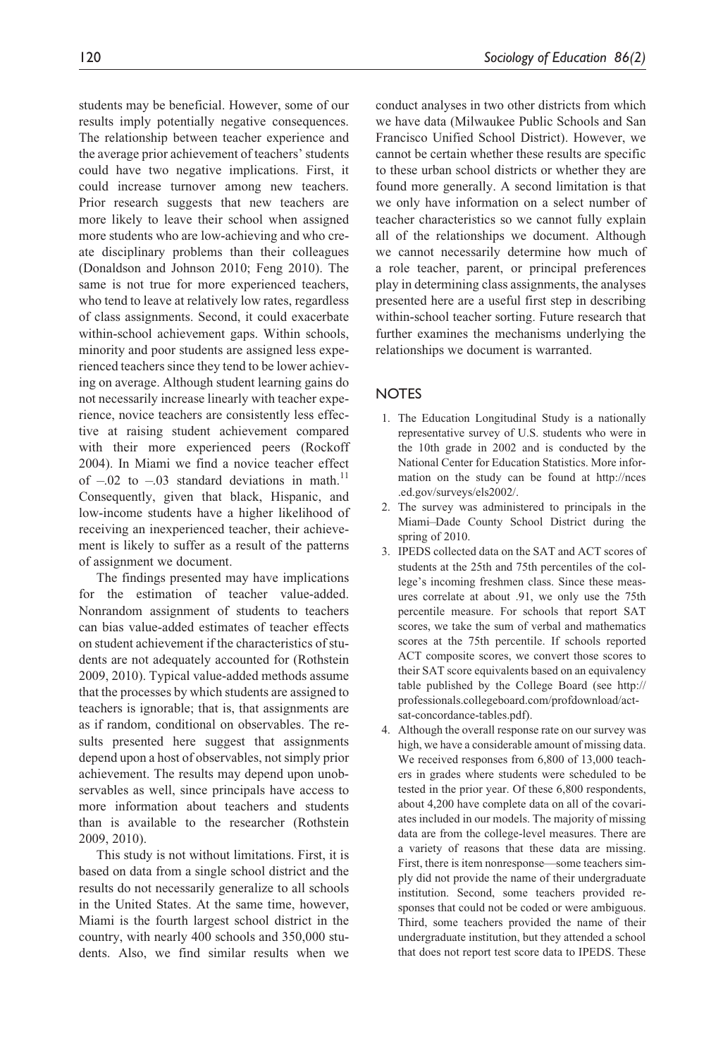students may be beneficial. However, some of our results imply potentially negative consequences. The relationship between teacher experience and the average prior achievement of teachers' students could have two negative implications. First, it could increase turnover among new teachers. Prior research suggests that new teachers are more likely to leave their school when assigned more students who are low-achieving and who create disciplinary problems than their colleagues (Donaldson and Johnson 2010; Feng 2010). The same is not true for more experienced teachers, who tend to leave at relatively low rates, regardless of class assignments. Second, it could exacerbate within-school achievement gaps. Within schools, minority and poor students are assigned less experienced teachers since they tend to be lower achieving on average. Although student learning gains do not necessarily increase linearly with teacher experience, novice teachers are consistently less effective at raising student achievement compared with their more experienced peers (Rockoff 2004). In Miami we find a novice teacher effect of –.02 to –.03 standard deviations in math.[11] Consequently, given that black, Hispanic, and low-income students have a higher likelihood of receiving an inexperienced teacher, their achievement is likely to suffer as a result of the patterns of assignment we document.

The findings presented may have implications for the estimation of teacher value-added. Nonrandom assignment of students to teachers can bias value-added estimates of teacher effects on student achievement if the characteristics of students are not adequately accounted for (Rothstein 2009, 2010). Typical value-added methods assume that the processes by which students are assigned to teachers is ignorable; that is, that assignments are as if random, conditional on observables. The results presented here suggest that assignments depend upon a host of observables, not simply prior achievement. The results may depend upon unobservables as well, since principals have access to more information about teachers and students than is available to the researcher (Rothstein 2009, 2010).

This study is not without limitations. First, it is based on data from a single school district and the results do not necessarily generalize to all schools in the United States. At the same time, however, Miami is the fourth largest school district in the country, with nearly 400 schools and 350,000 students. Also, we find similar results when we conduct analyses in two other districts from which we have data (Milwaukee Public Schools and San Francisco Unified School District). However, we cannot be certain whether these results are specific to these urban school districts or whether they are found more generally. A second limitation is that we only have information on a select number of teacher characteristics so we cannot fully explain all of the relationships we document. Although we cannot necessarily determine how much of a role teacher, parent, or principal preferences play in determining class assignments, the analyses presented here are a useful first step in describing within-school teacher sorting. Future research that further examines the mechanisms underlying the relationships we document is warranted.

## NOTES

1. The Education Longitudinal Study is a nationally representative survey of U.S. students who were in the 10th grade in 2002 and is conducted by the National Center for Education Statistics. More information on the study can be found at http://nces.ed.gov/surveys/els2002/.
2. The survey was administered to principals in the Miami–Dade County School District during the spring of 2010.
3. IPEDS collected data on the SAT and ACT scores of students at the 25th and 75th percentiles of the college's incoming freshmen class. Since these measures correlate at about .91, we only use the 75th percentile measure. For schools that report SAT scores, we take the sum of verbal and mathematics scores at the 75th percentile. If schools reported ACT composite scores, we convert those scores to their SAT score equivalents based on an equivalency table published by the College Board (see http://professionals.collegeboard.com/profdownload/act-sat-concordance-tables.pdf).
4. Although the overall response rate on our survey was high, we have a considerable amount of missing data. We received responses from 6,800 of 13,000 teachers in grades where students were scheduled to be tested in the prior year. Of these 6,800 respondents, about 4,200 have complete data on all of the covariates included in our models. The majority of missing data are from the college-level measures. There are a variety of reasons that these data are missing. First, there is item nonresponse—some teachers simply did not provide the name of their undergraduate institution. Second, some teachers provided responses that could not be coded or were ambiguous. Third, some teachers provided the name of their undergraduate institution, but they attended a school that does not report test score data to IPEDS. These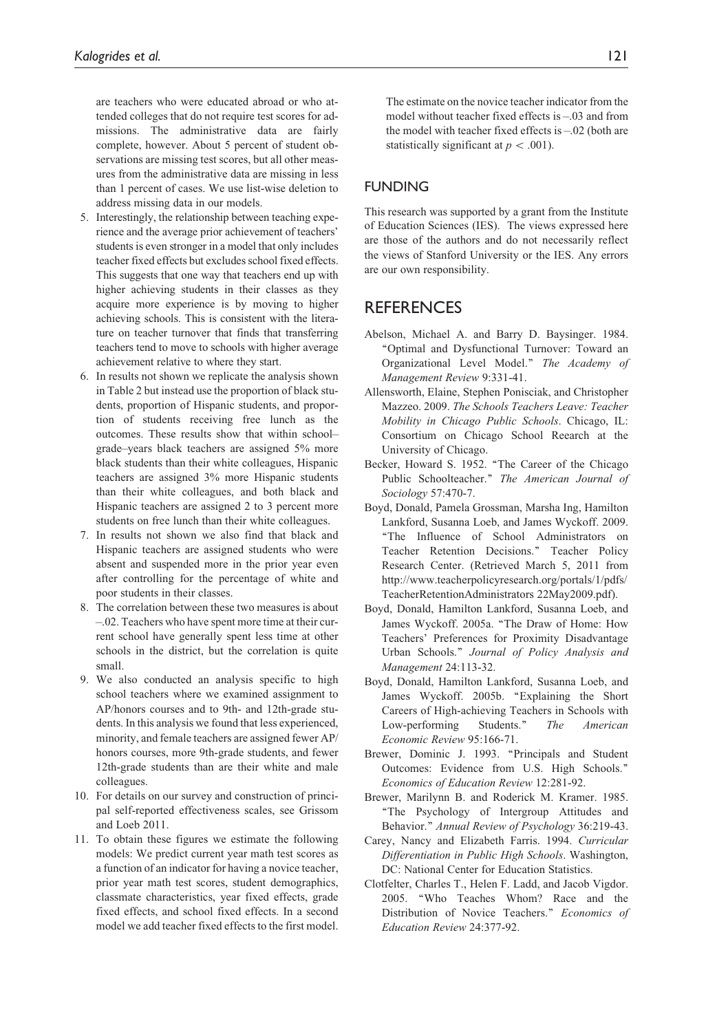are teachers who were educated abroad or who attended colleges that do not require test scores for admissions. The administrative data are fairly complete, however. About 5 percent of student observations are missing test scores, but all other measures from the administrative data are missing in less than 1 percent of cases. We use list-wise deletion to address missing data in our models.

5. Interestingly, the relationship between teaching experience and the average prior achievement of teachers' students is even stronger in a model that only includes teacher fixed effects but excludes school fixed effects. This suggests that one way that teachers end up with higher achieving students in their classes as they acquire more experience is by moving to higher achieving schools. This is consistent with the literature on teacher turnover that finds that transferring teachers tend to move to schools with higher average achievement relative to where they start.
6. In results not shown we replicate the analysis shown in Table 2 but instead use the proportion of black students, proportion of Hispanic students, and proportion of students receiving free lunch as the outcomes. These results show that within school–grade–years black teachers are assigned 5% more black students than their white colleagues, Hispanic teachers are assigned 3% more Hispanic students than their white colleagues, and both black and Hispanic teachers are assigned 2 to 3 percent more students on free lunch than their white colleagues.
7. In results not shown we also find that black and Hispanic teachers are assigned students who were absent and suspended more in the prior year even after controlling for the percentage of white and poor students in their classes.
8. The correlation between these two measures is about –.02. Teachers who have spent more time at their current school have generally spent less time at other schools in the district, but the correlation is quite small.
9. We also conducted an analysis specific to high school teachers where we examined assignment to AP/honors courses and to 9th- and 12th-grade students. In this analysis we found that less experienced, minority, and female teachers are assigned fewer AP/honors courses, more 9th-grade students, and fewer 12th-grade students than are their white and male colleagues.
10. For details on our survey and construction of principal self-reported effectiveness scales, see Grissom and Loeb 2011.
11. To obtain these figures we estimate the following models: We predict current year math test scores as a function of an indicator for having a novice teacher, prior year math test scores, student demographics, classmate characteristics, year fixed effects, grade fixed effects, and school fixed effects. In a second model we add teacher fixed effects to the first model. The estimate on the novice teacher indicator from the model without teacher fixed effects is –.03 and from the model with teacher fixed effects is –.02 (both are statistically significant at $p < .001$).

## FUNDING

This research was supported by a grant from the Institute of Education Sciences (IES). The views expressed here are those of the authors and do not necessarily reflect the views of Stanford University or the IES. Any errors are our own responsibility.

## REFERENCES

Abelson, Michael A. and Barry D. Baysinger. 1984. "Optimal and Dysfunctional Turnover: Toward an Organizational Level Model." *The Academy of Management Review* 9:331-41.

Allensworth, Elaine, Stephen Ponisciak, and Christopher Mazzeo. 2009. *The Schools Teachers Leave: Teacher Mobility in Chicago Public Schools*. Chicago, IL: Consortium on Chicago School Reearch at the University of Chicago.

Becker, Howard S. 1952. "The Career of the Chicago Public Schoolteacher." *The American Journal of Sociology* 57:470-7.

Boyd, Donald, Pamela Grossman, Marsha Ing, Hamilton Lankford, Susanna Loeb, and James Wyckoff. 2009. "The Influence of School Administrators on Teacher Retention Decisions." Teacher Policy Research Center. (Retrieved March 5, 2011 from http://www.teacherpolicyresearch.org/portals/1/pdfs/TeacherRetentionAdministrators 22May2009.pdf).

Boyd, Donald, Hamilton Lankford, Susanna Loeb, and James Wyckoff. 2005a. "The Draw of Home: How Teachers' Preferences for Proximity Disadvantage Urban Schools." *Journal of Policy Analysis and Management* 24:113-32.

Boyd, Donald, Hamilton Lankford, Susanna Loeb, and James Wyckoff. 2005b. "Explaining the Short Careers of High-achieving Teachers in Schools with Low-performing Students." *The American Economic Review* 95:166-71.

Brewer, Dominic J. 1993. "Principals and Student Outcomes: Evidence from U.S. High Schools." *Economics of Education Review* 12:281-92.

Brewer, Marilynn B. and Roderick M. Kramer. 1985. "The Psychology of Intergroup Attitudes and Behavior." *Annual Review of Psychology* 36:219-43.

Carey, Nancy and Elizabeth Farris. 1994. *Curricular Differentiation in Public High Schools*. Washington, DC: National Center for Education Statistics.

Clotfelter, Charles T., Helen F. Ladd, and Jacob Vigdor. 2005. "Who Teaches Whom? Race and the Distribution of Novice Teachers." *Economics of Education Review* 24:377-92.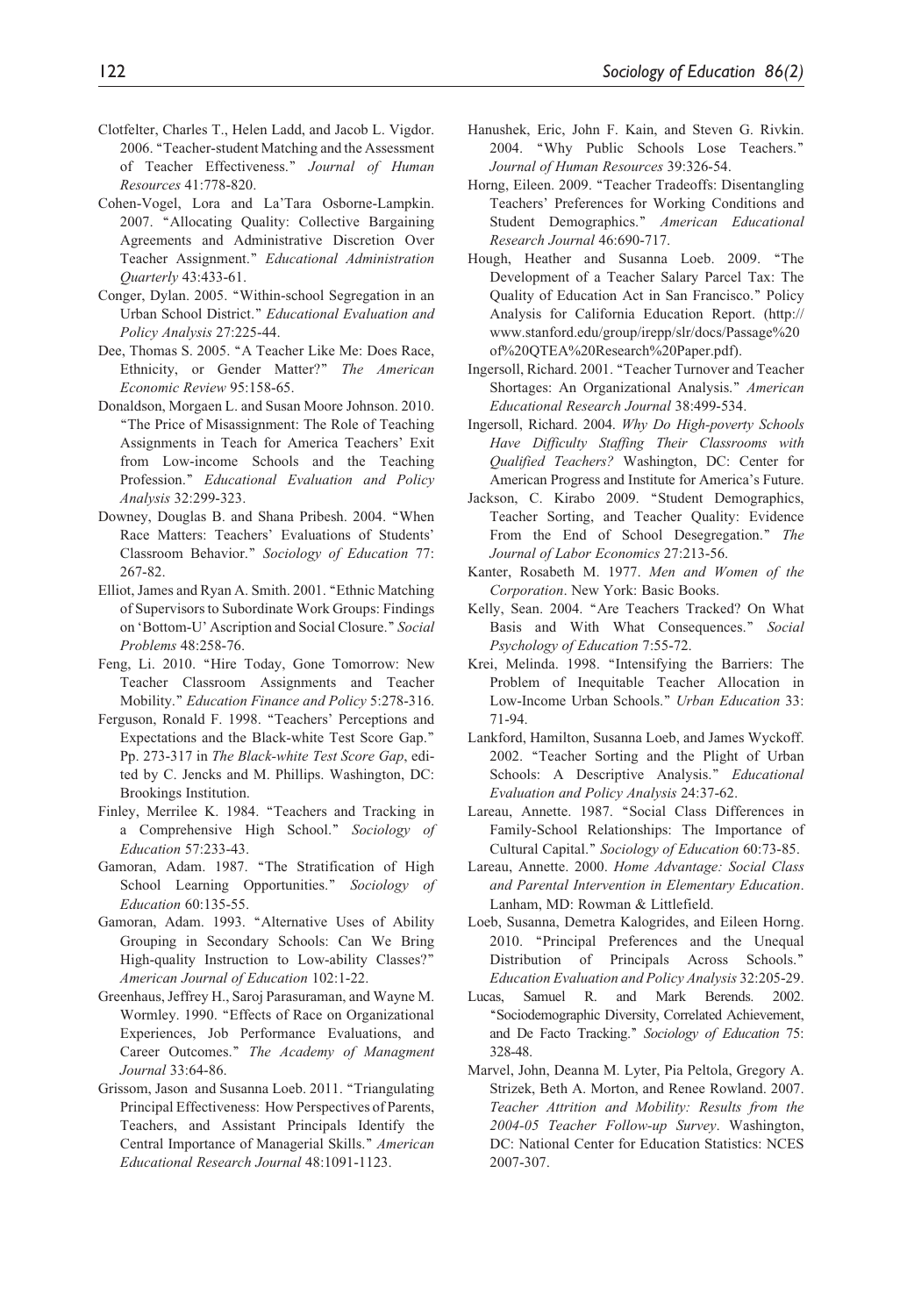Clotfelter, Charles T., Helen Ladd, and Jacob L. Vigdor. 2006. "Teacher-student Matching and the Assessment of Teacher Effectiveness." *Journal of Human Resources* 41:778-820.

Cohen-Vogel, Lora and La'Tara Osborne-Lampkin. 2007. "Allocating Quality: Collective Bargaining Agreements and Administrative Discretion Over Teacher Assignment." *Educational Administration Quarterly* 43:433-61.

Conger, Dylan. 2005. "Within-school Segregation in an Urban School District." *Educational Evaluation and Policy Analysis* 27:225-44.

Dee, Thomas S. 2005. "A Teacher Like Me: Does Race, Ethnicity, or Gender Matter?" *The American Economic Review* 95:158-65.

Donaldson, Morgaen L. and Susan Moore Johnson. 2010. "The Price of Misassignment: The Role of Teaching Assignments in Teach for America Teachers' Exit from Low-income Schools and the Teaching Profession." *Educational Evaluation and Policy Analysis* 32:299-323.

Downey, Douglas B. and Shana Pribesh. 2004. "When Race Matters: Teachers' Evaluations of Students' Classroom Behavior." *Sociology of Education* 77: 267-82.

Elliot, James and Ryan A. Smith. 2001. "Ethnic Matching of Supervisors to Subordinate Work Groups: Findings on 'Bottom-U' Ascription and Social Closure." *Social Problems* 48:258-76.

Feng, Li. 2010. "Hire Today, Gone Tomorrow: New Teacher Classroom Assignments and Teacher Mobility." *Education Finance and Policy* 5:278-316.

Ferguson, Ronald F. 1998. "Teachers' Perceptions and Expectations and the Black-white Test Score Gap." Pp. 273-317 in *The Black-white Test Score Gap*, edited by C. Jencks and M. Phillips. Washington, DC: Brookings Institution.

Finley, Merrilee K. 1984. "Teachers and Tracking in a Comprehensive High School." *Sociology of Education* 57:233-43.

Gamoran, Adam. 1987. "The Stratification of High School Learning Opportunities." *Sociology of Education* 60:135-55.

Gamoran, Adam. 1993. "Alternative Uses of Ability Grouping in Secondary Schools: Can We Bring High-quality Instruction to Low-ability Classes?" *American Journal of Education* 102:1-22.

Greenhaus, Jeffrey H., Saroj Parasuraman, and Wayne M. Wormley. 1990. "Effects of Race on Organizational Experiences, Job Performance Evaluations, and Career Outcomes." *The Academy of Managment Journal* 33:64-86.

Grissom, Jason and Susanna Loeb. 2011. "Triangulating Principal Effectiveness: How Perspectives of Parents, Teachers, and Assistant Principals Identify the Central Importance of Managerial Skills." *American Educational Research Journal* 48:1091-1123.

Hanushek, Eric, John F. Kain, and Steven G. Rivkin. 2004. "Why Public Schools Lose Teachers." *Journal of Human Resources* 39:326-54.

Horng, Eileen. 2009. "Teacher Tradeoffs: Disentangling Teachers' Preferences for Working Conditions and Student Demographics." *American Educational Research Journal* 46:690-717.

Hough, Heather and Susanna Loeb. 2009. "The Development of a Teacher Salary Parcel Tax: The Quality of Education Act in San Francisco." Policy Analysis for California Education Report. (http://www.stanford.edu/group/irepp/slr/docs/Passage%20of%20QTEA%20Research%20Paper.pdf).

Ingersoll, Richard. 2001. "Teacher Turnover and Teacher Shortages: An Organizational Analysis." *American Educational Research Journal* 38:499-534.

Ingersoll, Richard. 2004. *Why Do High-poverty Schools Have Difficulty Staffing Their Classrooms with Qualified Teachers?* Washington, DC: Center for American Progress and Institute for America's Future.

Jackson, C. Kirabo 2009. "Student Demographics, Teacher Sorting, and Teacher Quality: Evidence From the End of School Desegregation." *The Journal of Labor Economics* 27:213-56.

Kanter, Rosabeth M. 1977. *Men and Women of the Corporation*. New York: Basic Books.

Kelly, Sean. 2004. "Are Teachers Tracked? On What Basis and With What Consequences." *Social Psychology of Education* 7:55-72.

Krei, Melinda. 1998. "Intensifying the Barriers: The Problem of Inequitable Teacher Allocation in Low-Income Urban Schools." *Urban Education* 33: 71-94.

Lankford, Hamilton, Susanna Loeb, and James Wyckoff. 2002. "Teacher Sorting and the Plight of Urban Schools: A Descriptive Analysis." *Educational Evaluation and Policy Analysis* 24:37-62.

Lareau, Annette. 1987. "Social Class Differences in Family-School Relationships: The Importance of Cultural Capital." *Sociology of Education* 60:73-85.

Lareau, Annette. 2000. *Home Advantage: Social Class and Parental Intervention in Elementary Education*. Lanham, MD: Rowman & Littlefield.

Loeb, Susanna, Demetra Kalogrides, and Eileen Horng. 2010. "Principal Preferences and the Unequal Distribution of Principals Across Schools." *Education Evaluation and Policy Analysis* 32:205-29.

Lucas, Samuel R. and Mark Berends. 2002. "Sociodemographic Diversity, Correlated Achievement, and De Facto Tracking." *Sociology of Education* 75: 328-48.

Marvel, John, Deanna M. Lyter, Pia Peltola, Gregory A. Strizek, Beth A. Morton, and Renee Rowland. 2007. *Teacher Attrition and Mobility: Results from the 2004-05 Teacher Follow-up Survey*. Washington, DC: National Center for Education Statistics: NCES 2007-307.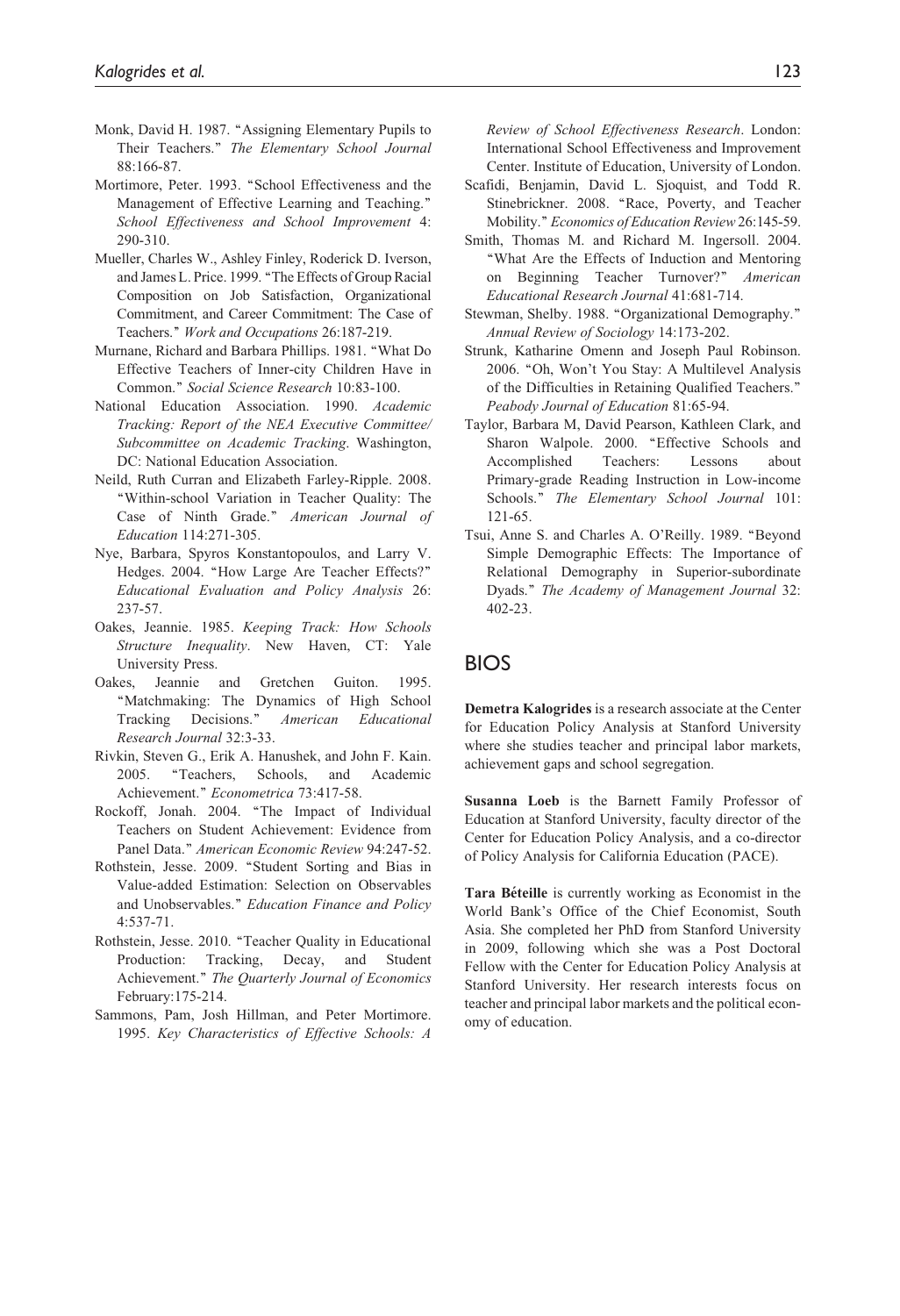Monk, David H. 1987. "Assigning Elementary Pupils to Their Teachers." *The Elementary School Journal* 88:166-87.

Mortimore, Peter. 1993. "School Effectiveness and the Management of Effective Learning and Teaching." *School Effectiveness and School Improvement* 4: 290-310.

Mueller, Charles W., Ashley Finley, Roderick D. Iverson, and James L. Price. 1999. "The Effects of Group Racial Composition on Job Satisfaction, Organizational Commitment, and Career Commitment: The Case of Teachers." *Work and Occupations* 26:187-219.

Murnane, Richard and Barbara Phillips. 1981. "What Do Effective Teachers of Inner-city Children Have in Common." *Social Science Research* 10:83-100.

National Education Association. 1990. *Academic Tracking: Report of the NEA Executive Committee/ Subcommittee on Academic Tracking*. Washington, DC: National Education Association.

Neild, Ruth Curran and Elizabeth Farley-Ripple. 2008. "Within-school Variation in Teacher Quality: The Case of Ninth Grade." *American Journal of Education* 114:271-305.

Nye, Barbara, Spyros Konstantopoulos, and Larry V. Hedges. 2004. "How Large Are Teacher Effects?" *Educational Evaluation and Policy Analysis* 26: 237-57.

Oakes, Jeannie. 1985. *Keeping Track: How Schools Structure Inequality*. New Haven, CT: Yale University Press.

Oakes, Jeannie and Gretchen Guiton. 1995. "Matchmaking: The Dynamics of High School Tracking Decisions." *American Educational Research Journal* 32:3-33.

Rivkin, Steven G., Erik A. Hanushek, and John F. Kain. 2005. "Teachers, Schools, and Academic Achievement." *Econometrica* 73:417-58.

Rockoff, Jonah. 2004. "The Impact of Individual Teachers on Student Achievement: Evidence from Panel Data." *American Economic Review* 94:247-52.

Rothstein, Jesse. 2009. "Student Sorting and Bias in Value-added Estimation: Selection on Observables and Unobservables." *Education Finance and Policy* 4:537-71.

Rothstein, Jesse. 2010. "Teacher Quality in Educational Production: Tracking, Decay, and Student Achievement." *The Quarterly Journal of Economics* February:175-214.

Sammons, Pam, Josh Hillman, and Peter Mortimore. 1995. *Key Characteristics of Effective Schools: A Review of School Effectiveness Research*. London: International School Effectiveness and Improvement Center. Institute of Education, University of London.

Scafidi, Benjamin, David L. Sjoquist, and Todd R. Stinebrickner. 2008. "Race, Poverty, and Teacher Mobility." *Economics of Education Review* 26:145-59.

Smith, Thomas M. and Richard M. Ingersoll. 2004. "What Are the Effects of Induction and Mentoring on Beginning Teacher Turnover?" *American Educational Research Journal* 41:681-714.

Stewman, Shelby. 1988. "Organizational Demography." *Annual Review of Sociology* 14:173-202.

Strunk, Katharine Omenn and Joseph Paul Robinson. 2006. "Oh, Won't You Stay: A Multilevel Analysis of the Difficulties in Retaining Qualified Teachers." *Peabody Journal of Education* 81:65-94.

Taylor, Barbara M, David Pearson, Kathleen Clark, and Sharon Walpole. 2000. "Effective Schools and Accomplished Teachers: Lessons about Primary-grade Reading Instruction in Low-income Schools." *The Elementary School Journal* 101: 121-65.

Tsui, Anne S. and Charles A. O'Reilly. 1989. "Beyond Simple Demographic Effects: The Importance of Relational Demography in Superior-subordinate Dyads." *The Academy of Management Journal* 32: 402-23.

## BIOS

**Demetra Kalogrides** is a research associate at the Center for Education Policy Analysis at Stanford University where she studies teacher and principal labor markets, achievement gaps and school segregation.

**Susanna Loeb** is the Barnett Family Professor of Education at Stanford University, faculty director of the Center for Education Policy Analysis, and a co-director of Policy Analysis for California Education (PACE).

**Tara Béteille** is currently working as Economist in the World Bank's Office of the Chief Economist, South Asia. She completed her PhD from Stanford University in 2009, following which she was a Post Doctoral Fellow with the Center for Education Policy Analysis at Stanford University. Her research interests focus on teacher and principal labor markets and the political economy of education.